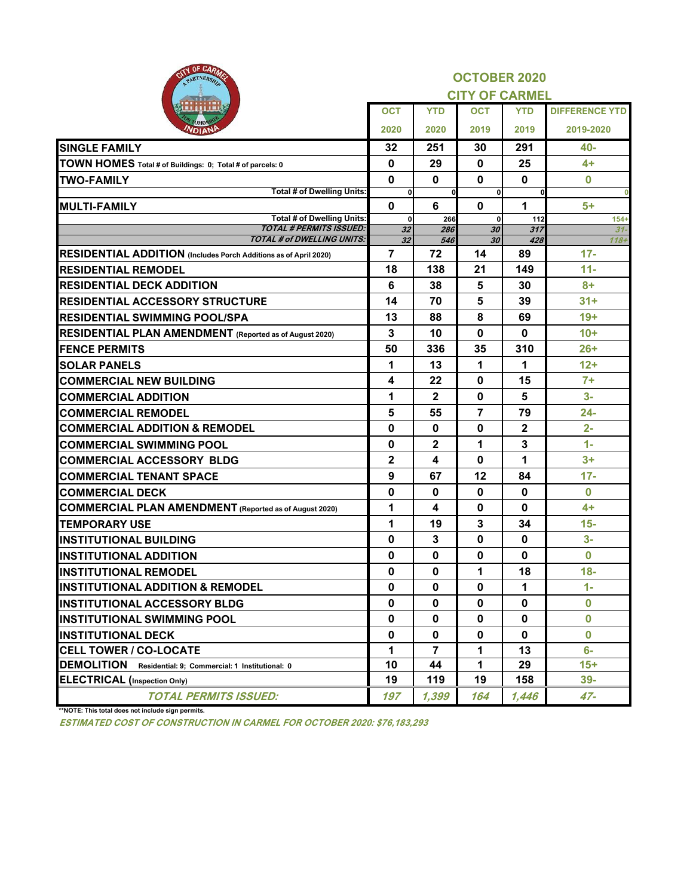# OCTOBER 2020

## CITY OF CARMEL

| | OCT 2020 | YTD 2020 | OCT 2019 | YTD 2019 | DIFFERENCE YTD 2019-2020 |
|---|---|---|---|---|---|
| **SINGLE FAMILY** | 32 | 251 | 30 | 291 | 40- |
| **TOWN HOMES** Total # of Buildings: 0; Total # of parcels: 0 | 0 | 29 | 0 | 25 | 4+ |
| **TWO-FAMILY** | 0 | 0 | 0 | 0 | 0 |
| Total # of Dwelling Units: | 0 | 0 | 0 | 0 | 0 |
| **MULTI-FAMILY** | 0 | 6 | 0 | 1 | 5+ |
| Total # of Dwelling Units: | 0 | 266 | 0 | 112 | 154+ |
| *TOTAL # PERMITS ISSUED:* | *32* | *286* | *30* | *317* | *31-* |
| *TOTAL # of DWELLING UNITS:* | *32* | *546* | *30* | *428* | *118+* |
| **RESIDENTIAL ADDITION** (Includes Porch Additions as of April 2020) | 7 | 72 | 14 | 89 | 17- |
| **RESIDENTIAL REMODEL** | 18 | 138 | 21 | 149 | 11- |
| **RESIDENTIAL DECK ADDITION** | 6 | 38 | 5 | 30 | 8+ |
| **RESIDENTIAL ACCESSORY STRUCTURE** | 14 | 70 | 5 | 39 | 31+ |
| **RESIDENTIAL SWIMMING POOL/SPA** | 13 | 88 | 8 | 69 | 19+ |
| **RESIDENTIAL PLAN AMENDMENT** (Reported as of August 2020) | 3 | 10 | 0 | 0 | 10+ |
| **FENCE PERMITS** | 50 | 336 | 35 | 310 | 26+ |
| **SOLAR PANELS** | 1 | 13 | 1 | 1 | 12+ |
| **COMMERCIAL NEW BUILDING** | 4 | 22 | 0 | 15 | 7+ |
| **COMMERCIAL ADDITION** | 1 | 2 | 0 | 5 | 3- |
| **COMMERCIAL REMODEL** | 5 | 55 | 7 | 79 | 24- |
| **COMMERCIAL ADDITION & REMODEL** | 0 | 0 | 0 | 2 | 2- |
| **COMMERCIAL SWIMMING POOL** | 0 | 2 | 1 | 3 | 1- |
| **COMMERCIAL ACCESSORY BLDG** | 2 | 4 | 0 | 1 | 3+ |
| **COMMERCIAL TENANT SPACE** | 9 | 67 | 12 | 84 | 17- |
| **COMMERCIAL DECK** | 0 | 0 | 0 | 0 | 0 |
| **COMMERCIAL PLAN AMENDMENT** (Reported as of August 2020) | 1 | 4 | 0 | 0 | 4+ |
| **TEMPORARY USE** | 1 | 19 | 3 | 34 | 15- |
| **INSTITUTIONAL BUILDING** | 0 | 3 | 0 | 0 | 3- |
| **INSTITUTIONAL ADDITION** | 0 | 0 | 0 | 0 | 0 |
| **INSTITUTIONAL REMODEL** | 0 | 0 | 1 | 18 | 18- |
| **INSTITUTIONAL ADDITION & REMODEL** | 0 | 0 | 0 | 1 | 1- |
| **INSTITUTIONAL ACCESSORY BLDG** | 0 | 0 | 0 | 0 | 0 |
| **INSTITUTIONAL SWIMMING POOL** | 0 | 0 | 0 | 0 | 0 |
| **INSTITUTIONAL DECK** | 0 | 0 | 0 | 0 | 0 |
| **CELL TOWER / CO-LOCATE** | 1 | 7 | 1 | 13 | 6- |
| **DEMOLITION** Residential: 9; Commercial: 1 Institutional: 0 | 10 | 44 | 1 | 29 | 15+ |
| **ELECTRICAL** (Inspection Only) | 19 | 119 | 19 | 158 | 39- |
| *TOTAL PERMITS ISSUED:* | *197* | *1,399* | *164* | *1,446* | *47-* |

**NOTE: This total does not include sign permits.

***ESTIMATED COST OF CONSTRUCTION IN CARMEL FOR OCTOBER 2020: $76,183,293***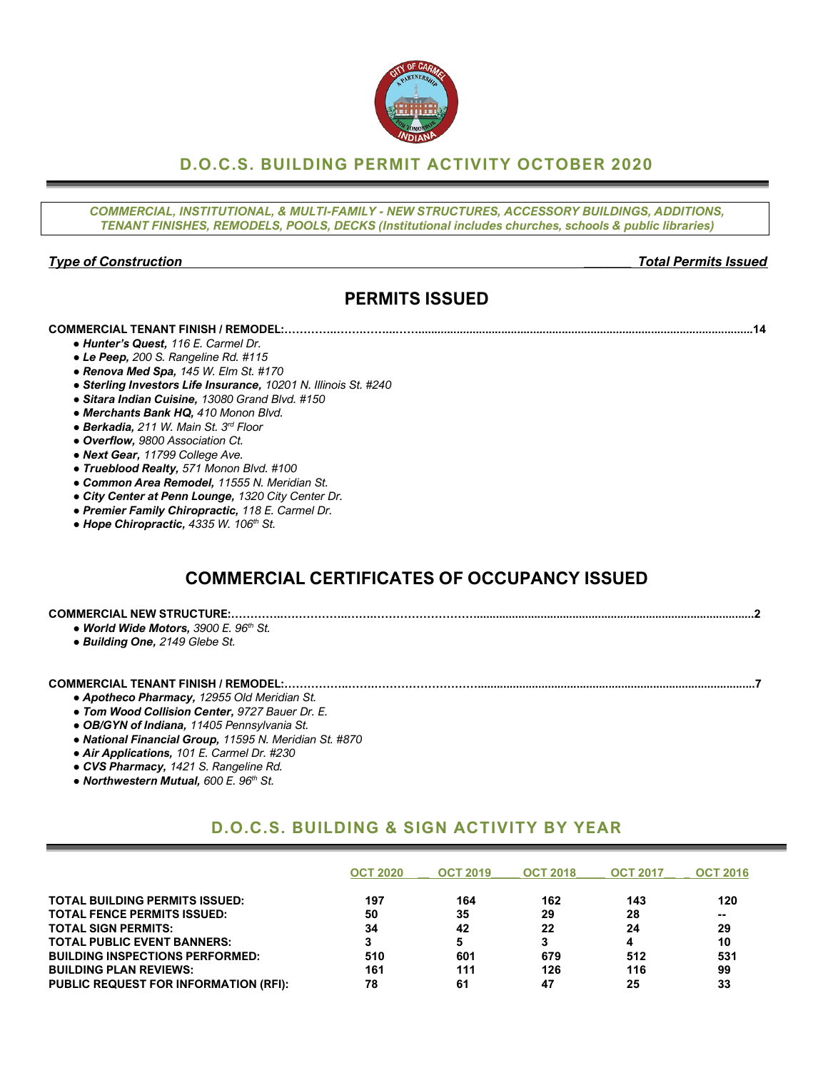## D.O.C.S. BUILDING PERMIT ACTIVITY OCTOBER 2020

***COMMERCIAL, INSTITUTIONAL, & MULTI-FAMILY - NEW STRUCTURES, ACCESSORY BUILDINGS, ADDITIONS, TENANT FINISHES, REMODELS, POOLS, DECKS (Institutional includes churches, schools & public libraries)***

***Type of Construction*** ***Total Permits Issued***

## PERMITS ISSUED

**COMMERCIAL TENANT FINISH / REMODEL:……………………………………………………………………………14**

- ***Hunter's Quest,*** *116 E. Carmel Dr.*
- ***Le Peep,*** *200 S. Rangeline Rd. #115*
- ***Renova Med Spa,*** *145 W. Elm St. #170*
- ***Sterling Investors Life Insurance,*** *10201 N. Illinois St. #240*
- ***Sitara Indian Cuisine,*** *13080 Grand Blvd. #150*
- ***Merchants Bank HQ,*** *410 Monon Blvd.*
- ***Berkadia,*** *211 W. Main St. 3rd Floor*
- ***Overflow,*** *9800 Association Ct.*
- ***Next Gear,*** *11799 College Ave.*
- ***Trueblood Realty,*** *571 Monon Blvd. #100*
- ***Common Area Remodel,*** *11555 N. Meridian St.*
- ***City Center at Penn Lounge,*** *1320 City Center Dr.*
- ***Premier Family Chiropractic,*** *118 E. Carmel Dr.*
- ***Hope Chiropractic,*** *4335 W. 106th St.*

## COMMERCIAL CERTIFICATES OF OCCUPANCY ISSUED

**COMMERCIAL NEW STRUCTURE:……………………………………………………………………………………2**

- ***World Wide Motors,*** *3900 E. 96th St.*
- ***Building One,*** *2149 Glebe St.*

**COMMERCIAL TENANT FINISH / REMODEL:……………………………………………………………………………7**

- ***Apotheco Pharmacy,*** *12955 Old Meridian St.*
- ***Tom Wood Collision Center,*** *9727 Bauer Dr. E.*
- ***OB/GYN of Indiana,*** *11405 Pennsylvania St.*
- ***National Financial Group,*** *11595 N. Meridian St. #870*
- ***Air Applications,*** *101 E. Carmel Dr. #230*
- ***CVS Pharmacy,*** *1421 S. Rangeline Rd.*
- ***Northwestern Mutual,*** *600 E. 96th St.*

## D.O.C.S. BUILDING & SIGN ACTIVITY BY YEAR

| | OCT 2020 | OCT 2019 | OCT 2018 | OCT 2017 | OCT 2016 |
|---|---|---|---|---|---|
| **TOTAL BUILDING PERMITS ISSUED:** | 197 | 164 | 162 | 143 | 120 |
| **TOTAL FENCE PERMITS ISSUED:** | 50 | 35 | 29 | 28 | -- |
| **TOTAL SIGN PERMITS:** | 34 | 42 | 22 | 24 | 29 |
| **TOTAL PUBLIC EVENT BANNERS:** | 3 | 5 | 3 | 4 | 10 |
| **BUILDING INSPECTIONS PERFORMED:** | 510 | 601 | 679 | 512 | 531 |
| **BUILDING PLAN REVIEWS:** | 161 | 111 | 126 | 116 | 99 |
| **PUBLIC REQUEST FOR INFORMATION (RFI):** | 78 | 61 | 47 | 25 | 33 |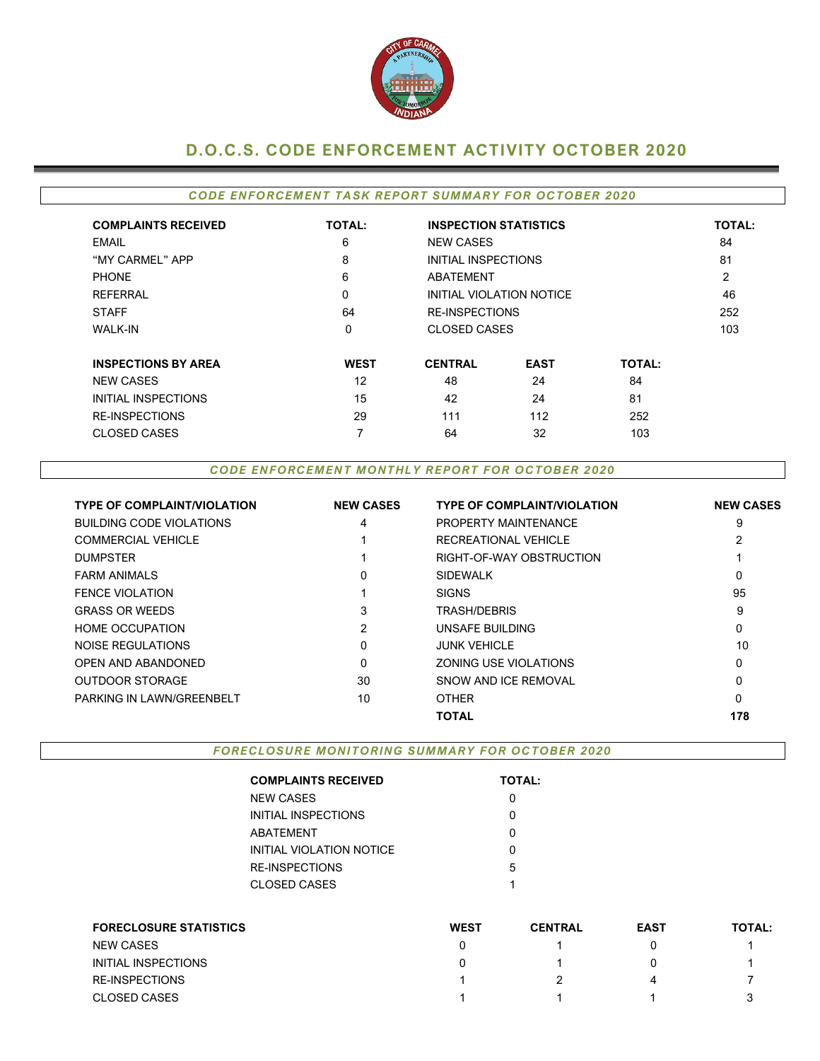# D.O.C.S. CODE ENFORCEMENT ACTIVITY OCTOBER 2020

## *CODE ENFORCEMENT TASK REPORT SUMMARY FOR OCTOBER 2020*

| COMPLAINTS RECEIVED | TOTAL: | INSPECTION STATISTICS | TOTAL: |
|---|---|---|---|
| EMAIL | 6 | NEW CASES | 84 |
| "MY CARMEL" APP | 8 | INITIAL INSPECTIONS | 81 |
| PHONE | 6 | ABATEMENT | 2 |
| REFERRAL | 0 | INITIAL VIOLATION NOTICE | 46 |
| STAFF | 64 | RE-INSPECTIONS | 252 |
| WALK-IN | 0 | CLOSED CASES | 103 |

| INSPECTIONS BY AREA | WEST | CENTRAL | EAST | TOTAL: |
|---|---|---|---|---|
| NEW CASES | 12 | 48 | 24 | 84 |
| INITIAL INSPECTIONS | 15 | 42 | 24 | 81 |
| RE-INSPECTIONS | 29 | 111 | 112 | 252 |
| CLOSED CASES | 7 | 64 | 32 | 103 |

## *CODE ENFORCEMENT MONTHLY REPORT FOR OCTOBER 2020*

| TYPE OF COMPLAINT/VIOLATION | NEW CASES | TYPE OF COMPLAINT/VIOLATION | NEW CASES |
|---|---|---|---|
| BUILDING CODE VIOLATIONS | 4 | PROPERTY MAINTENANCE | 9 |
| COMMERCIAL VEHICLE | 1 | RECREATIONAL VEHICLE | 2 |
| DUMPSTER | 1 | RIGHT-OF-WAY OBSTRUCTION | 1 |
| FARM ANIMALS | 0 | SIDEWALK | 0 |
| FENCE VIOLATION | 1 | SIGNS | 95 |
| GRASS OR WEEDS | 3 | TRASH/DEBRIS | 9 |
| HOME OCCUPATION | 2 | UNSAFE BUILDING | 0 |
| NOISE REGULATIONS | 0 | JUNK VEHICLE | 10 |
| OPEN AND ABANDONED | 0 | ZONING USE VIOLATIONS | 0 |
| OUTDOOR STORAGE | 30 | SNOW AND ICE REMOVAL | 0 |
| PARKING IN LAWN/GREENBELT | 10 | OTHER | 0 |
| | | **TOTAL** | **178** |

## *FORECLOSURE MONITORING SUMMARY FOR OCTOBER 2020*

| COMPLAINTS RECEIVED | TOTAL: |
|---|---|
| NEW CASES | 0 |
| INITIAL INSPECTIONS | 0 |
| ABATEMENT | 0 |
| INITIAL VIOLATION NOTICE | 0 |
| RE-INSPECTIONS | 5 |
| CLOSED CASES | 1 |

| FORECLOSURE STATISTICS | WEST | CENTRAL | EAST | TOTAL: |
|---|---|---|---|---|
| NEW CASES | 0 | 1 | 0 | 1 |
| INITIAL INSPECTIONS | 0 | 1 | 0 | 1 |
| RE-INSPECTIONS | 1 | 2 | 4 | 7 |
| CLOSED CASES | 1 | 1 | 1 | 3 |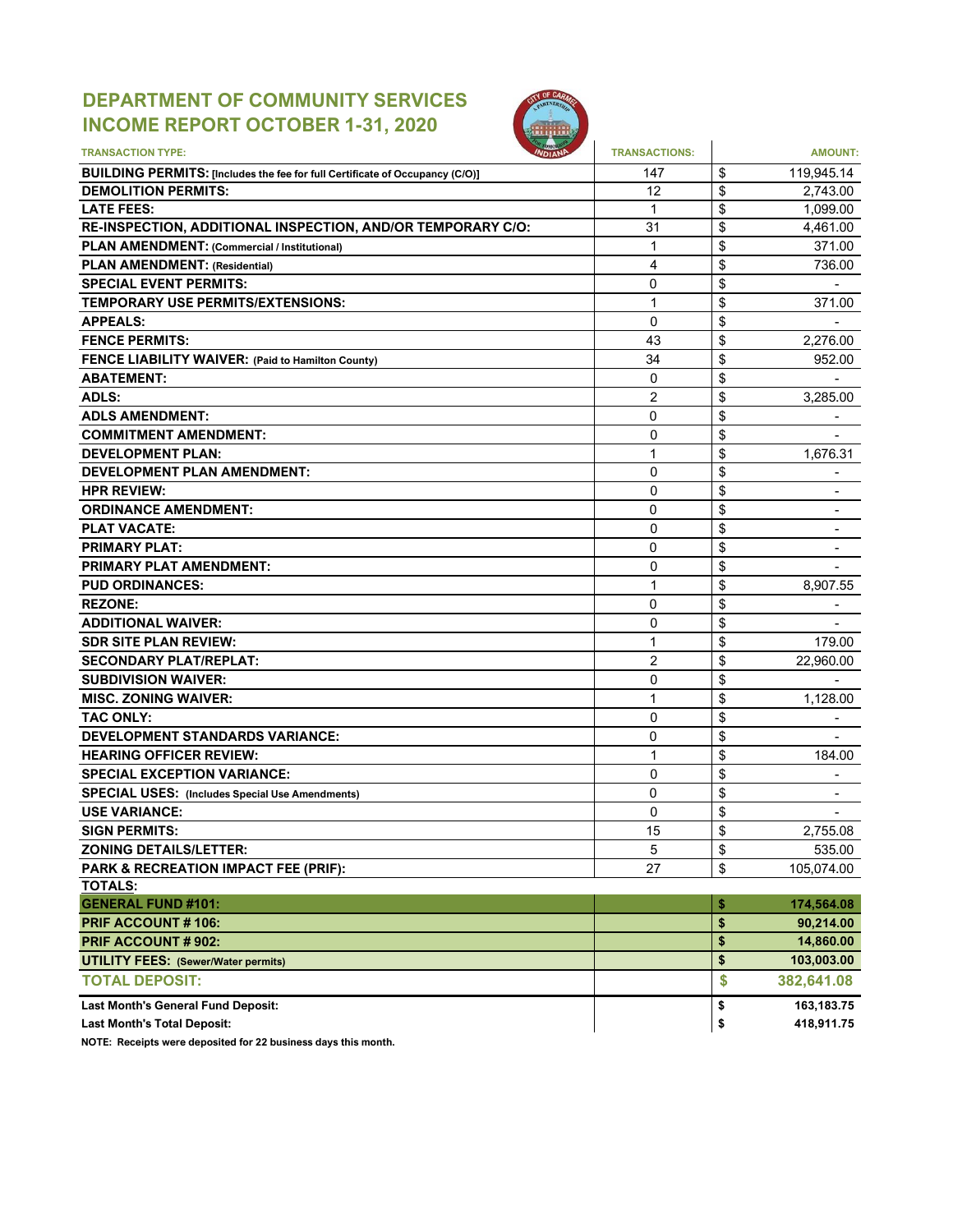# DEPARTMENT OF COMMUNITY SERVICES
## INCOME REPORT OCTOBER 1-31, 2020

| TRANSACTION TYPE: | TRANSACTIONS: | AMOUNT: |
|---|---|---|
| **BUILDING PERMITS:** [Includes the fee for full Certificate of Occupancy (C/O)] | 147 | $ 119,945.14 |
| **DEMOLITION PERMITS:** | 12 | $ 2,743.00 |
| **LATE FEES:** | 1 | $ 1,099.00 |
| **RE-INSPECTION, ADDITIONAL INSPECTION, AND/OR TEMPORARY C/O:** | 31 | $ 4,461.00 |
| **PLAN AMENDMENT:** (Commercial / Institutional) | 1 | $ 371.00 |
| **PLAN AMENDMENT:** (Residential) | 4 | $ 736.00 |
| **SPECIAL EVENT PERMITS:** | 0 | $ - |
| **TEMPORARY USE PERMITS/EXTENSIONS:** | 1 | $ 371.00 |
| **APPEALS:** | 0 | $ - |
| **FENCE PERMITS:** | 43 | $ 2,276.00 |
| **FENCE LIABILITY WAIVER:** (Paid to Hamilton County) | 34 | $ 952.00 |
| **ABATEMENT:** | 0 | $ - |
| **ADLS:** | 2 | $ 3,285.00 |
| **ADLS AMENDMENT:** | 0 | $ - |
| **COMMITMENT AMENDMENT:** | 0 | $ - |
| **DEVELOPMENT PLAN:** | 1 | $ 1,676.31 |
| **DEVELOPMENT PLAN AMENDMENT:** | 0 | $ - |
| **HPR REVIEW:** | 0 | $ - |
| **ORDINANCE AMENDMENT:** | 0 | $ - |
| **PLAT VACATE:** | 0 | $ - |
| **PRIMARY PLAT:** | 0 | $ - |
| **PRIMARY PLAT AMENDMENT:** | 0 | $ - |
| **PUD ORDINANCES:** | 1 | $ 8,907.55 |
| **REZONE:** | 0 | $ - |
| **ADDITIONAL WAIVER:** | 0 | $ - |
| **SDR SITE PLAN REVIEW:** | 1 | $ 179.00 |
| **SECONDARY PLAT/REPLAT:** | 2 | $ 22,960.00 |
| **SUBDIVISION WAIVER:** | 0 | $ - |
| **MISC. ZONING WAIVER:** | 1 | $ 1,128.00 |
| **TAC ONLY:** | 0 | $ - |
| **DEVELOPMENT STANDARDS VARIANCE:** | 0 | $ - |
| **HEARING OFFICER REVIEW:** | 1 | $ 184.00 |
| **SPECIAL EXCEPTION VARIANCE:** | 0 | $ - |
| **SPECIAL USES:** (Includes Special Use Amendments) | 0 | $ - |
| **USE VARIANCE:** | 0 | $ - |
| **SIGN PERMITS:** | 15 | $ 2,755.08 |
| **ZONING DETAILS/LETTER:** | 5 | $ 535.00 |
| **PARK & RECREATION IMPACT FEE (PRIF):** | 27 | $ 105,074.00 |
| **TOTALS:** | | |
| **GENERAL FUND #101:** | | **$ 174,564.08** |
| **PRIF ACCOUNT # 106:** | | **$ 90,214.00** |
| **PRIF ACCOUNT # 902:** | | **$ 14,860.00** |
| **UTILITY FEES:** (Sewer/Water permits) | | **$ 103,003.00** |
| **TOTAL DEPOSIT:** | | **$ 382,641.08** |
| **Last Month's General Fund Deposit:** | | **$ 163,183.75** |
| **Last Month's Total Deposit:** | | **$ 418,911.75** |

**NOTE: Receipts were deposited for 22 business days this month.**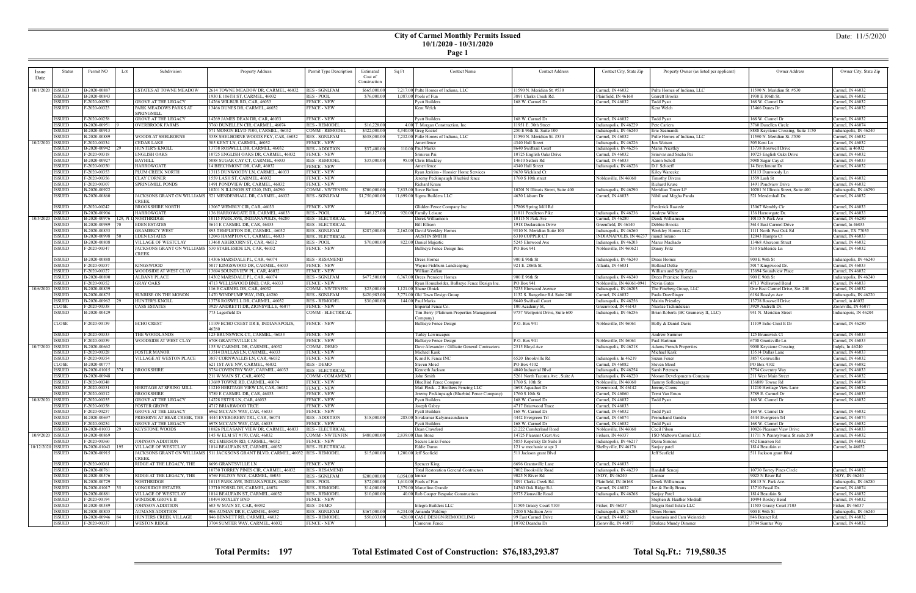# City of Carmel Monthly Permits Issued
## 10/1/2020 - 10/31/2020

Date: 11/5/2020

| Issue Date | Status | Permit NO | Lot | Subdivision | Property Address | Permit Type Description | Estimated Cost of Construction | Sq Ft | Contact Name | Contact Address | Contact City, State Zip | Property Owner (as listed per applicant) | Owner Address | Owner City, State Zip |
|---|---|---|---|---|---|---|---|---|---|---|---|---|---|---|
| 10/1/2020 | ISSUED | B-2020-00887 | | ESTATES AT TOWNE MEADOW | 2614 TOWNE MEADOW DR, CARMEL, 46032 | RES - SGNLFAM | $665,000.00 | 7,217.00 | Pulte Homes of Indiana, LLC | 11590 N. Meridian St. #530 | Carmel, IN 46032 | Pulte Homes of Indiana, LLC | 11590 N. Meridian St. #530 | Carmel, IN 46032 |
| | ISSUED | B-2020-00843 | | | 1930 E 106TH ST, CARMEL, 46032 | RES - POOL | $76,000.00 | 1,087.00 | Pools of Fun | 3891 Clarks Creek Rd. | Plainfield, IN 46168 | Garrett Brooks | 1930 E 106th St. | Carmel, IN 46032 |
| | ISSUED | F-2020-00250 | | GROVE AT THE LEGACY | 14266 WILBUR RD, CAR, 46033 | FENCE - NEW | | | Pyatt Builders | 168 W. Carmel Dr | Carmel, IN 46032 | Todd Pyatt | 168 W. Carmel Dr | Carmel, IN 46032 |
| | ISSUED | F-2020-00323 | | PARK MEADOWS PARKS AT SPRINGMILL | 13466 DUNES DR, CARMEL, 46032 | FENCE - NEW | | | Kent Welch | | | Kent Welch | 13466 Dunes Dr | Carmel, IN 46032 |
| | ISSUED | F-2020-00258 | | GROVE AT THE LEGACY | 14269 JAMES DEAN DR, CAR, 46033 | FENCE - NEW | | | Pyatt Builders | 168 W. Carmel Dr | Carmel, IN 46032 | Todd Pyatt | 168 W. Carmel Dr | Carmel, IN 46032 |
| | ISSUED | B-2020-00951 | 9 | OVERBROOK FARMS | 3760 DUNELLEN CIR, CARMEL, 46074 | RES - REMODEL | $16,228.00 | 4.00 | T. Morgan Construction, Inc | 11951 E. 30th Street | Indianapolis, IN 46229 | Pete Cariera | 3760 Dunellen Circle | Carmel, IN 46074 |
| | ISSUED | B-2020-00913 | | | 571 MONON BLVD #100, CARMEL, 46032 | COMM - REMODEL | $422,000.00 | 4,340.00 | Greg Koziol | 250 E 96th St. Suite 100 | Indianapolis, IN 46240 | Eric Seamands | 8888 Keystone Crossing, Suite 1150 | Indianapolis, IN 46240 |
| | ISSUED | B-2020-00889 | | WOODS AT SHELBORNE | 3358 SHELBORNE WOODS PKY, CAR, 46032 | RES - SGNLFAM | $638,000.00 | 7,232.00 | Pulte Homes of Indiana, LLC | 11590 N. Meridian St. #530 | Carmel, IN 46032 | Pulte Homes of Indiana, LLC | 11590 N. Meridian St. #530 | Carmel, IN 46032 |
| 10/2/2020 | ISSUED | F-2020-00334 | | CEDAR LAKE | 505 KENT LN, CARMEL, 46032 | FENCE - NEW | | | Amerifence | 4340 Hull Street | Indianapolis, IN 46226 | Jon Watson | 505 Kent Ln | Carmel, IN 46032 |
| | ISSUED | B-2020-00942 | 29 | HUNTER'S KNOLL | 13738 ROSWELL DR, CARMEL, 46032 | RES - ADDITION | $37,400.00 | 110.00 | Paul Marks | 8640 Swiftsail Court | Indianapolis, IN 46256 | Marin Priestley | 13738 Rosswell Drive | Carmel, in 46032 |
| | ISSUED | F-2020-00318 | | ENGLISH OAKS | 10725 ENGLISH OAKS DR, CARMEL, 46032 | FENCE - NEW | | | Srinivas Pai | 10725 English Oaks Drive | Carmel, IN 46032 | Srinivas Pai and Sneha Pai | 10725 English Oaks Drive | Carmel, IN 46032 |
| | ISSUED | B-2020-00927 | | BAYHILL | 5088 SUGAR CAY CT, CARMEL, 46033 | RES - REMODEL | $35,000.00 | 95.00 | Chris Bleckley | 14610 Setters Rd | Carmel, IN 46033 | Aaron Scholl | 5088 Sugar Cay ct | Carmel, IN 46033 |
| | ISSUED | F-2020-00350 | | HARROWGATE | 14 BEECHMONT DR, CAR, 46032 | FENCE - NEW | | | Amerifence | 4340 Hull Street | Indianapolis, IN 46226 | D.J. Schoeff | 14 Beechmont Dr | Carmel, IN 46032 |
| | ISSUED | F-2020-00353 | | PLUM CREEK NORTH | 13113 DUNWOODY LN, CARMEL, 46033 | FENCE - NEW | | | Ryan Jenkins - Hoosier Home Services | 9630 Wickland Ct | | Kiley Wanecke | 13113 Dunwoody Ln | |
| | ISSUED | F-2020-00356 | | CLAY CORNER | 1559 LASH ST, CARMEL, 46032 | FENCE - NEW | | | Jeremy Peckinpaugh Bluebird fence | 1760 S 10th street | Noblesville, IN 46060 | Timothy Divens | 1559 Lash St | Carmel, IN 46032 |
| | ISSUED | F-2020-00307 | | SPRINGMILL PONDS | 1491 PONDVIEW DR, CARMEL, 46032 | FENCE - NEW | | | Richard Kruse | | | Richard Kruse | 1491 Pondview Drive | Carmel, IN 46032 |
| | ISSUED | B-2020-00922 | | | 10201 N ILLINOIS ST #240, IND, 46290 | COMM - NWTENFIN | $700,000.00 | 7,833.00 | Steve Bolton | 10201 N Illinois Street, Suite 400 | Indianapolis, IN 46290 | Meridian Tower LP | 10201 N Illinois Street, Suite 400 | Indianapolis, IN 46290 |
| | ISSUED | B-2020-00860 | | JACKSONS GRANT ON WILLIAMS CREEK | 521 MENDENHALL DR, CARMEL, 46032 | RES - SGNLFAM | $1,750,000.00 | 11,699.00 | Sigma Builders LLC | 4630 Lisborn Dr | Carmel, IN 46033 | Nihil and Megha Panda | 521 Mendenhall Dr. | Carmel, IN 46032 |
| | ISSUED | F-2020-00242 | | BROOKSHIRE NORTH | 13067 WEMBLY CIR, CAR, 46033 | FENCE - NEW | | | Glidden Fence Company Inc | 17808 Spring Mill Rd | | Frederick Rastede | 13067 Wembly Cir | Carmel, IN 46033 |
| | ISSUED | B-2020-00906 | | HARROWGATE | 136 HARROWGATE DR, CARMEL, 46033 | RES - POOL | $48,127.00 | 920.00 | Family Leisure | 11811 Pendleton Pike | Indianapolis, IN 46236 | Andrew White | 136 Harrowgate Dr. | Carmel, IN 46033 |
| 10/5/2020 | ISSUED | B-2020-00976 | 129, Pt 1 | NORTHRIDGE | 10115 PARK AVE, INDIANAPOLIS, 46280 | RES - ELECTRICAL | | | Derek Williamson | 10115 N Park Ave | Carmel, IN 46280 | Derek Williamson | 10115 N Park Ave | Carmel, IN 46280 |
| | ISSUED | B-2020-00989 | 70 | EDEN ESTATES | 3614 E CARMEL DR, CAR, 46033 | RES - ELECTRICAL | | | Bill Ellison | 1918 Declaration Drive | Greenfield, IN 46140 | Debbie Brooks | 3614 East Carmel Drive | Carmel, In 46033 |
| | ISSUED | B-2020-00833 | | GRAMERCY WEST | 893 TEMPLETON DR, CARMEL, 46032 | RES - SGNLFAM | $287,000.00 | 2,162.00 | David Weekley Homes | 9310 N. Meridian Suite 100 | Indianapolis, IN 46260 | Weekley Homes LLC | 1111 North Post Oak Rd | Houston, TX 77055 |
| | ISSUED | B-2020-00998 | 50 | EDEN ESTATES | 12043 HAMPTON CT, CARMEL, 46033 | RES - ELECTRICAL | | | AUSTIN SMITH | 6310 COPPER CT | INDIANAPOLIS, IN 46237 | manel lozano | 12043 Hampto Ct | Carmel, IN 46033 |
| | ISSUED | B-2020-00808 | | VILLAGE OF WESTCLAY | 13468 ABERCORN ST, CAR, 46032 | RES - POOL | $70,000.00 | 822.00 | Daniel Majestic | 5245 Elmwood Ave | Indianapolis, IN 46203 | Marco Machado | 13468 Abercorn Street | Carmel, IN 46032 |
| | ISSUED | F-2020-00347 | | JACKSONS GRANT ON WILLIAMS CREEK | 530 STABLESIDE LN, CAR, 46032 | FENCE - NEW | | | Bullseye Fence Design Inc. | PO Box 941 | Noblesville, IN 460621 | Danny Fritz | 530 Stableside Ln | Carmel, IN 46032 |
| | ISSUED | B-2020-00888 | | | 14306 MARSDALE PL, CAR, 46074 | RES - RESAMEND | | | Drees Homes | 900 E 96th St | Indianapolis, IN 46240 | Drees Homes | 900 E 96th St | Indianapolis, IN 46240 |
| | ISSUED | F-2020-00357 | | KINGSWOOD | 5017 KINGSWOOD DR, CARMEL, 46033 | FENCE - NEW | | | Wayne Fishburn Landscaping | 921 E. 286th St. | Atlanta, IN 46031 | Holland Detke | 5017 Kingswood Dr. | Carmel, IN 46033 |
| | ISSUED | F-2020-00327 | | WOODSIDE AT WEST CLAY | 13694 SOUNDVIEW PL, CAR, 46032 | FENCE - NEW | | | William Zaffan | | | William and Sally Zaffan | 13694 Soundview Place | Carmel, IN 46032 |
| | ISSUED | B-2020-00890 | | ALBANY PLACE | 14302 MARSDALE PL, CAR, 46074 | RES - SGNLFAM | $477,500.00 | 6,367.00 | Drees Premiere Homes | 900 E 96th St | Indianapolis, IN 46240 | Drees Premiere Homes | 900 E 96th St | Indianapolis, IN 46240 |
| | ISSUED | F-2020-00352 | | GRAY OAKS | 4713 WELLSWOOD BND, CAR, 46033 | FENCE - NEW | | | Ryan Householder, Bullseye Fence Design Inc. | PO Box 941 | Noblesville, IN 46061-0941 | Nevin Gates | 4713 Wellswood Bend | Carmel, IN 46033 |
| 10/6/2020 | ISSUED | B-2020-00839 | | | 116 E CARMEL DR, CAR, 46032 | COMM - NWTENFIN | $25,000.00 | 1,121.00 | Shane Olnick | 5235 Elmwood Avenue | Indianapolis, IN 46203 | The Fineberg Group, LLC | One East Carmel Drive, Ste. 200 | Carmel, IN 46032 |
| | ISSUED | B-2020-00875 | | SUNRISE ON THE MONON | 1470 WINDPUMP WAY, IND, 46280 | RES - SGNLFAM | $420,983.00 | 3,771.00 | Old Town Design Group | 1132 S. Rangeline Rd. Suite 200 | Carmel, IN 46032 | Paula Doerflinger | 6184 Rosslyn Ave | Indianapolis, IN 46220 |
| | ISSUED | B-2020-00962 | 29 | HUNTER'S KNOLL | 13738 ROSWELL DR, CARMEL, 46032 | RES - REMODEL | $30,000.00 | 144.00 | Paul Marks | 8640 Swiftsail Court | Indianapolis, IN 46256 | Mairin Priestley | 13738 Rosswell Drive | Carmel, in 46032 |
| | CLOSE | F-2020-00338 | | CASS ESTATES | 3929 ANDRETTI DR, ZIONSVILLE, 46077 | FENCE - NEW | | | Imperial Fence Co. | 100 Academy St. | Greenwood, IN 46143 | Nicolae Tichindelean | 3929 Andretti Dr. | Zionsville, IN 46077 |
| | ISSUED | B-2020-00429 | | | 773 Lagerfield Dr | COMM - ELECTRICAL | | | Tim Berry (Platinum Properties Management Company) | 9757 Westpoint Drive, Suite 600 | Indianapolis, IN 46256 | Brian Roberts (BC Gramercy II, LLC) | 941 N. Meridian Street | Indianapolis, IN 46204 |
| | CLOSE | F-2020-00159 | | ECHO CREST | 11109 ECHO CREST DR E, INDIANAPOLIS, 46280 | FENCE - NEW | | | Bullseye Fence Design | P.O. Box 941 | Noblesville, IN 46061 | Holly & Daniel Davis | 11109 Echo Crest E Dr | Carmel, IN 46280 |
| | ISSUED | F-2020-00333 | | THE WOODLANDS | 125 BRUNSWICK CT, CARMEL, 46033 | FENCE - NEW | | | Turley Lawnscapes | | | Andrew Summer | 125 Brunswick Ct | Carmel, IN 46033 |
| | ISSUED | F-2020-00359 | | WOODSIDE AT WEST CLAY | 6708 GRANTSVILLE LN | FENCE - NEW | | | Bullseye Fence Design | P.O. Box 941 | Noblesville, IN 46061 | Paul Hartman | 6708 Grantsville Ln | Carmel, IN 46033 |
| 10/7/2020 | ISSUED | B-2020-00662 | | | 155 W CARMEL DR, CARMEL, 46032 | COMM - DEMO | | | Dave Alexander / Gilliatte General Contractors | 2515 Bloyd Ave | Indianapolis, IN 46218 | Adams French Properties | 9000 Keystone Crossing | Indpls, In 46240 |
| | ISSUED | F-2020-00328 | | FOSTER MANOR | 13514 DALLAS LN, CARMEL, 46033 | FENCE - NEW | | | Michael Kisk | | | Michael Kisk | 13514 Dallas Lane | Carmel, IN 46033 |
| | ISSUED | F-2020-00354 | | VILLAGE AT WESTON PLACE | 3857 CORNWALLIS LN, CAR, 46032 | FENCE - NEW | | | K and K Fence INC | 6520 Brookville Rd | Indianapolis, In 46219 | Suzan Feser | 3857 Cornwallis | Carmel, IN 46032 |
| | CLOSE | B-2020-00777 | | | 621 1ST AVE NW, CARMEL, 46032 | RES - DEMO | | | Steven Moed | PO Box 4102 | Carmel, IN 46082 | Steven Moed | PO Box 4102 | Carmel, IN 46082 |
| | ISSUED | B-2020-01015 | 374 | BROOKSHIRE | 3754 COVENTRY WAY, CARMEL, 46033 | RES - ELECTRICAL | | | Kenneth Jackson | 4040 Industrial Blvd | Indianapolis, IN 46254 | Sarah Petersen | 3754 Coventry Way | Carmel, IN 46033 |
| | ISSUED | B-2020-00948 | | | 211 W MAIN ST, CAR, 46032 | COMM - COMAMEND | | | John Smith | 5261 North Tacoma Ave., Suite A | Indianapolis, IN 46220 | Monon Developments Company | 211 West Main Street | Carmel, IN 46032 |
| | ISSUED | F-2020-00348 | | | 13689 TOWNE RD, CARMEL, 46074 | FENCE - NEW | | | BlueBird Fence Company | 1760 S. 10th St | Noblesville, IN 46060 | Tammy Sollenberger | 136889 Towne Rd | Carmel, IN 46074 |
| | ISSUED | F-2020-00351 | | HERITAGE AT SPRING MILL | 11210 HERITAGE VIEW LN, CAR, 46032 | FENCE - NEW | | | Matt Fleck - 2 Brothers Fencing LLC | 4698 Aquaduct Dr | Greenwood, IN 46142 | Jeremy Coons | 11210 Heritage View Lane | Carmel, IN 46032 |
| | ISSUED | F-2020-00312 | | BROOKSHIRE | 3789 E CARMEL DR, CAR, 46033 | FENCE - NEW | | | Jeremy Peckinpaugh (Bluebird Fence Company) | 1760 S 10th St | Carmel, IN 46060 | Trent Van Emon | 3789 E. Carmel Dr | Carmel, IN 46033 |
| 10/8/2020 | ISSUED | F-2020-00355 | | GROVE AT THE LEGACY | 14228 ESTES LN, CAR, 46033 | FENCE - NEW | | | Pyatt Builders | 168 W. Carmel Dr | Carmel, IN 46032 | Todd Pyatt | 168 W. Carmel Dr | Carmel, IN 46032 |
| | ISSUED | F-2020-00358 | | FOSTER GROVE | 4717 BRIARWOOD TRCE | FENCE - NEW | | | Joseph Gabey | 4717 Briarwood Trace | Carmel, IN 46033 | | | |
| | ISSUED | F-2020-00257 | | GROVE AT THE LEGACY | 6962 MCCAIN WAY, CAR, 46033 | FENCE - NEW | | | Pyatt Builders | 168 W. Carmel Dr | Carmel, IN 46032 | Todd Pyatt | 168 W. Carmel Dr | Carmel, IN 46032 |
| | ISSUED | B-2020-00697 | | PRESERVE AT BEAR CREEK, THE | 4444 EVERGREEN TRL, CAR, 46074 | RES - ADDITION | $18,000.00 | 285.00 | Sivakumar Kalyanasundaram | 4442 Evergreen Trl | Carmel, IN 46074 | Premchand Gandra | 4444 Evergreen Trl | Carmel, IN 46074 |
| | ISSUED | F-2020-00254 | | GROVE AT THE LEGACY | 6978 MCCAIN WAY, CAR, 46033 | FENCE - NEW | | | Pyatt Builders | 168 W. Carmel Dr | Carmel, IN 46032 | Todd Pyatt | 168 W. Carmel Dr | Carmel, IN 46032 |
| | ISSUED | B-2020-01033 | 29 | KEYSTONE WOODS | 10826 PLEASANT VIEW DR, CARMEL, 46033 | RES - ELECTRICAL | | | Dean Crawford | 21222 Cumberland Road | Noblesville, IN 46060 | Cecil Pilson | 10826 Pleasant View Drive | Carmel, IN 46033 |
| 10/9/2020 | ISSUED | B-2020-00869 | | | 145 W ELM ST #170, CAR, 46032 | COMM - NWTENFIN | $480,000.00 | 2,839.00 | Dan Stone | 14725 Pleasant Crest Ave | Fishers, IN 46037 | 1SO Midtown Carmel LLC | 11711 N Pennsylvania St suite 200 | Carmel, IN 46032 |
| | ISSUED | F-2020-00360 | | JOHNSON ADDITION | 452 EMERSON RD, CARMEL, 46032 | FENCE - NEW | | | Secure Links Fence | 5855 Kopetsky Dr Suite B | Indianapolis, IN 46217 | Desra Simons | 452 Emerson Rd | Carmel, IN 46032 |
| 10/12/2020 | ISSUED | B-2020-01043 | 195 | VILLAGE OF WESTCLAY | 1814 BEAUFAIN ST, CARMEL, 46032 | RES - ELECTRICAL | | | Eddie Duran | 121 w mechanic st apt 3 | Shelbyville, IN 46176 | Sanjay patel | 1814 Beaufain st | Carmel, In 46032 |
| | ISSUED | B-2020-00915 | | JACKSONS GRANT ON WILLIAMS CREEK | 511 JACKSONS GRANT BLVD, CARMEL, 46032 | RES - REMODEL | $15,000.00 | 1,200.00 | Jeff Scofield | 511 Jackson grant Blvd | | Jeff Scofield | 511 Jackson grant Blvd | |
| | ISSUED | F-2020-00361 | | RIDGE AT THE LEGACY, THE | 6696 GRANTSVILLE LN | FENCE - NEW | | | Spencer King | 6696 Grantsville Lane | Carmel, IN 46033 | | | |
| | ISSUED | B-2020-00761 | | | 10730 TORREY PINES CIR, CARMEL, 46032 | RES - RESAMEND | | | Total Restoration General Contractors | 7002 Brookville Road | Indianapolis, IN 46239 | Randall Sencaj | 10730 Torrey Pines Circle | Carmel, IN 46032 |
| | ISSUED | B-2020-00576 | | RIDGE AT THE LEGACY, THE | 6769 FELTON WAY, CARMEL, 46033 | RES - SGNLFAM | $200,000.00 | 6,054.00 | lennar | 9025 N River Rd | INDY, IN 46240 | Lennar | 9025 N River Rd | INDY, IN 46240 |
| | ISSUED | B-2020-00729 | | NORTHRIDGE | 10115 PARK AVE, INDIANAPOLIS, 46280 | RES - POOL | $72,000.00 | 1,610.00 | Pools of Fun | 3891 Clarks Creek Rd. | Plainfield, IN 46168 | Derek Williamson | 10115 N. Park Ave. | Indianapolis, IN 46280 |
| | ISSUED | B-2020-01017 | 35 | LONGRIDGE ESTATES | 13710 FOSSIL DR, CARMEL, 46074 | RES - REMODEL | $14,000.00 | 1,379.00 | Marcelino Grande | 14360 Oak Ridge Rd. | Carmel, IN 46032 | Joe & Emily Bruns | 13710 Fossil Dr. | Carmel, IN 46074 |
| | ISSUED | B-2020-00881 | | VILLAGE OF WESTCLAY | 1814 BEAUFAIN ST, CARMEL, 46032 | RES - REMODEL | $10,000.00 | 40.00 | Rob Cooper Bespoke Construction | 8575 Zionsville Road | Indianapolis, IN 46268 | Sanjay Patel | 1814 Beaufain St. | Carmel, IN 46032 |
| | ISSUED | F-2020-00194 | | WINDSOR GROVE II | 10494 ROXLEY BND | FENCE - NEW | | | | | | Stephen & Heather Modrall | 10494 Roxley Bend | Carmel, IN 46032 |
| | ISSUED | B-2020-00389 | | JOHNSON ADDITION | 605 W MAIN ST, CAR, 46032 | RES - DEMO | | | Integra Builders LLC | 11505 Grassy Court #103 | Fisher, IN 46037 | Integra Real Estate LLC | 11505 Grassy Court #103 | Fisher, IN 46037 |
| | ISSUED | B-2020-00805 | | AUMANS ADDITION | 906 AUMAN DR E, CARMEL, 46032 | RES - SGNLFAM | $467,000.00 | 6,234.00 | Amanda Waldrup | 1200 S Madison Avw | Indianapolis, IN 46203 | Drees Homes | 900 E 96th St | Indianapolis, IN 46240 |
| | ISSUED | B-2020-00946 | 84 | HUNTERS CREEK VILLAGE | 846 BENNETT RD, CARMEL, 46032 | RES - REMODEL | $50,033.00 | 420.00 | CASE DESIGN/REMODELING | 99 East Carmel Drive | Carmel, IN 46032 | Anastasia and Cam Weinreich | 846 Bennet Rd. | Carmel, IN 46032 |
| | ISSUED | F-2020-00337 | | WESTON RIDGE | 3704 SUMTER WAY, CARMEL, 46032 | FENCE - NEW | | | Cameron Fence | 10702 Deandra Dr | Zionsville, IN 46077 | Darlene Mundy Dimmer | 3704 Sumter Way | Carmel, IN 46032 |

**Total Permits: 197** **Total Estimated Cost of Construction: $76,183,293.87** **Total Sq.Ft.: 719,580.35**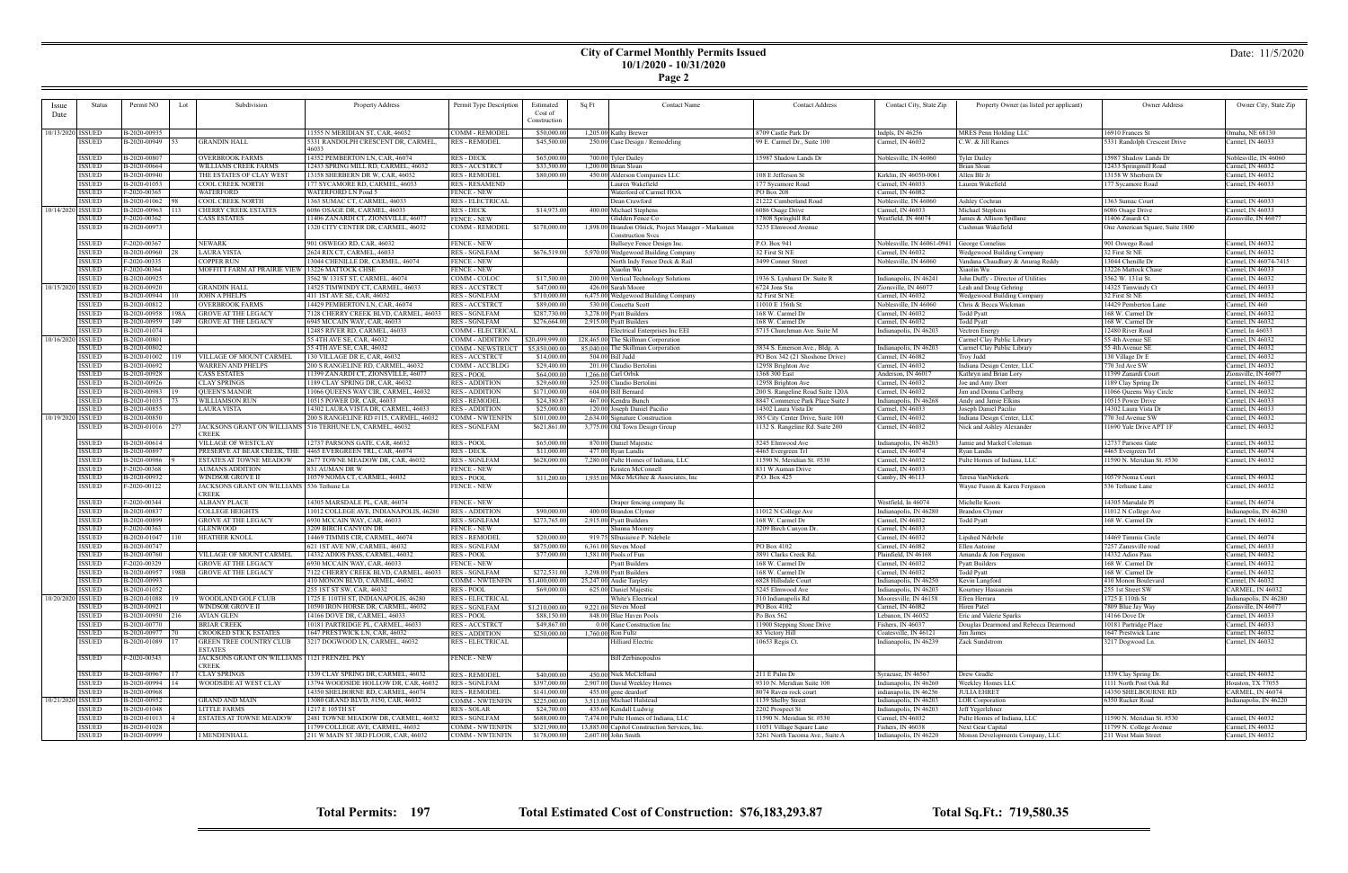# City of Carmel Monthly Permits Issued

**10/1/2020 - 10/31/2020**

Date: 11/5/2020

| Issue Date | Status | Permit NO | Lot | Subdivision | Property Address | Permit Type Description | Estimated Cost of Construction | Sq Ft | Contact Name | Contact Address | Contact City, State Zip | Property Owner (as listed per applicant) | Owner Address | Owner City, State Zip |
|---|---|---|---|---|---|---|---|---|---|---|---|---|---|---|
| 10/13/2020 | ISSUED | B-2020-00935 | | | 11555 N MERIDIAN ST, CAR, 46032 | COMM - REMODEL | $50,000.00 | 1,205.00 | Kathy Brewer | 8709 Castle Park Dr | Indpls, IN 46256 | MRES Penn Holding LLC | 16910 Frances St | Omaha, NE 68130 |
| | ISSUED | B-2020-00949 | 53 | GRANDIN HALL | 5331 RANDOLPH CRESCENT DR, CARMEL, 46033 | RES - REMODEL | $45,500.00 | 250.00 | Case Design / Remodeling | 99 E. Carmel Dr., Suite 100 | Carmel, IN 46032 | C.W. & Jill Raines | 5331 Randolph Crescent Drive | Carmel, IN 46033 |
| | ISSUED | B-2020-00807 | | OVERBROOK FARMS | 14352 PEMBERTON LN, CAR, 46074 | RES - DECK | $65,000.00 | 700.00 | Tyler Dailey | 15987 Shadow Lands Dr | Noblesville, IN 46060 | Tyler Dailey | 15987 Shadow Lands Dr | Noblesville, IN 46060 |
| | ISSUED | B-2020-00664 | | WILLIAMS CREEK FARMS | 12433 SPRING MILL RD, CARMEL, 46032 | RES - ACCSTRCT | $33,500.00 | 1,200.00 | Brian Sloan | | | Brian Sloan | 12433 Springmill Road | Carmel, IN 46032 |
| | ISSUED | B-2020-00940 | | THE ESTATES OF CLAY WEST | 13158 SHERBERN DR W, CAR, 46032 | RES - REMODEL | $80,000.00 | 450.00 | Alderson Companies LLC | 108 E Jefferson St | Kirklin, IN 46050-0061 | Allen Blr Jr | 13158 W Sherbern Dr | Carmel, IN 46032 |
| | ISSUED | B-2020-01053 | | COOL CREEK NORTH | 177 SYCAMORE RD, CARMEL, 46033 | RES - RESAMEND | | | Lauren Wakefield | 177 Sycamore Road | Carmel, IN 46033 | Lauren Wakefield | 177 Sycamore Road | Carmel, IN 46033 |
| | ISSUED | F-2020-00365 | | WATERFORD | WATERFORD LN Pond 5 | FENCE - NEW | | | Waterford of Carmel HOA | PO Box 208 | Carmel, IN 46082 | | | |
| | ISSUED | B-2020-01062 | 98 | COOL CREEK NORTH | 1363 SUMAC CT, CARMEL, 46033 | RES - ELECTRICAL | | | Dean Crawford | 21222 Cumberland Road | Noblesville, IN 46060 | Ashley Cochran | 1363 Sumac Court | Carmel, IN 46033 |
| 10/14/2020 | ISSUED | B-2020-00963 | 113 | CHERRY CREEK ESTATES | 6086 OSAGE DR, CARMEL, 46033 | RES - DECK | $14,973.00 | 400.00 | Michael Stephens | 6086 Osage Drive | Carmel, IN 46033 | Michael Stephens | 6086 Osage Drive | Carmel, IN 46033 |
| | ISSUED | F-2020-00362 | | CASS ESTATES | 11406 ZANARDI CT, ZIONSVILLE, 46077 | FENCE - NEW | | | Glidden Fence Co | 17808 Springhill Rd | Westfield, IN 46074 | James & Allison Spillane | 11406 Zinardi Ct | Zionsville, IN 46077 |
| | ISSUED | B-2020-00973 | | | 1320 CITY CENTER DR, CARMEL, 46032 | COMM - REMODEL | $178,000.00 | 1,898.00 | Brandon Olnick, Project Manager - Marksmen Construction Svcs | 5235 Elmwood Avenue | | Cushman Wakefield | | One American Square, Suite 1800 | |
| | ISSUED | F-2020-00367 | | NEWARK | 901 OSWEGO RD, CAR, 46032 | FENCE - NEW | | | Bullseye Fence Design Inc. | P.O. Box 941 | Noblesville, IN 46061-0941 | George Cornelius | 901 Oswego Road | Carmel, IN 46032 |
| | ISSUED | B-2020-00960 | 28 | LAURA VISTA | 2624 RIX CT, CARMEL, 46033 | RES - SGNLFAM | $676,519.00 | 5,970.00 | Wedgewood Building Company | 32 First St NE | Carmel, IN 46032 | Wedgewood Building Company | 32 First St NE | Carmel, IN 46032 |
| | ISSUED | F-2020-00335 | | COPPER RUN | 13044 CHENILLE DR, CARMEL, 46074 | FENCE - NEW | | | North Indy Fence Deck & Rail | 3499 Conner Street | Noblesville, IN 46060 | Vandana Chaudhary & Anurag Reddy | 13044 Chenille Dr | Carmel, IN 46074-7415 |
| | ISSUED | F-2020-00364 | | MOFFITT FARM AT PRAIRIE VIEW | 13226 MATTOCK CHSE | FENCE - NEW | | | Xiaolin Wu | | | Xiaolin Wu | 13226 Mattock Chase | Carmel, IN 46033 |
| | ISSUED | B-2020-00925 | | | 3562 W 131ST ST, CARMEL, 46074 | COMM - COLOC | $17,500.00 | 200.00 | Vertical Technology Solutions | 1936 S. Lynhurst Dr. Suite R | Indianapolis, IN 46241 | John Duffy - Director of Utilities | 3562 W. 131st St. | Carmel, IN 46032 |
| 10/15/2020 | ISSUED | B-2020-00920 | | GRANDIN HALL | 14525 TIMWINDY CT, CARMEL, 46033 | RES - ACCSTRCT | $47,000.00 | 426.00 | Sarah Moore | 6724 Jona Sta | Zionsville, IN 46077 | Leah and Doug Gehring | 14325 Timwindy Ct | Carmel, IN 46033 |
| | ISSUED | B-2020-00944 | 10 | JOHN A PHELPS | 411 1ST AVE SE, CAR, 46032 | RES - SGNLFAM | $710,000.00 | 6,475.00 | Wedgewood Building Company | 32 First St NE | Carmel, IN 46032 | Wedgewood Building Company | 32 First St NE | Carmel, IN 46032 |
| | ISSUED | B-2020-00812 | | OVERBROOK FARMS | 14429 PEMBERTON LN, CAR, 46074 | RES - ACCSTRCT | $89,000.00 | 530.00 | Concetta Scott | 11010 E 156th St | Noblesville, IN 46060 | Chris & Becca Wickman | 14429 Pemberton Lane | Carmel, IN 460 |
| | ISSUED | B-2020-00958 | 198A | GROVE AT THE LEGACY | 7128 CHERRY CREEK BLVD, CARMEL, 46033 | RES - SGNLFAM | $287,730.00 | 3,278.00 | Pyatt Builders | 168 W. Carmel Dr | Carmel, IN 46032 | Todd Pyatt | 168 W. Carmel Dr | Carmel, IN 46032 |
| | ISSUED | B-2020-00959 | 149 | GROVE AT THE LEGACY | 6945 MCCAIN WAY, CAR, 46033 | RES - SGNLFAM | $276,664.00 | 2,915.00 | Pyatt Builders | 168 W. Carmel Dr | Carmel, IN 46032 | Todd Pyatt | 168 W. Carmel Dr | Carmel, IN 46032 |
| | ISSUED | B-2020-01074 | | | 12485 RIVER RD, CARMEL, 46033 | COMM - ELECTRICAL | | | Electrical Enterprises Inc EEI | 5715 Churchman Ave. Suite M | Indianapolis, IN 46203 | Vectren Energy | 12480 River Road | Carmel, In 46033 |
| 10/16/2020 | ISSUED | B-2020-00801 | | | 55 4TH AVE SE, CAR, 46032 | COMM - ADDITION | $20,499,999.00 | 128,465.00 | The Skillman Corporation | | | Carmel Clay Public Library | 55 4th Avenue SE | Carmel, IN 46032 |
| | ISSUED | B-2020-00802 | | | 55 4TH AVE SE, CAR, 46032 | COMM - NEWSTRUCT | $5,850,000.00 | 85,040.00 | The Skillman Corporation | 3834 S. Emerson Ave., Bldg. A | Indianapolis, IN 46203 | Carmel Clay Public Library | 55 4th Avenue SE | Carmel, IN 46032 |
| | ISSUED | B-2020-01002 | 119 | VILLAGE OF MOUNT CARMEL | 130 VILLAGE DR E, CAR, 46032 | RES - ACCSTRCT | $14,000.00 | 504.00 | Bill Judd | PO Box 342 (21 Shoshone Drive) | Carmel, IN 46082 | Troy Judd | 130 Village Dr E | Carmel, IN 46032 |
| | ISSUED | B-2020-00692 | | WARREN AND PHELPS | 200 S RANGELINE RD, CARMEL, 46032 | COMM - ACCBLDG | $29,400.00 | 201.00 | Claudio Bertolini | 12958 Brighton Ave | Carmel, IN 46032 | Indiana Design Center, LLC | 770 3rd Ave SW | Carmel, IN 46032 |
| | ISSUED | B-2020-00928 | | CASS ESTATES | 11399 ZANARDI CT, ZIONSVILLE, 46077 | RES - POOL | $64,000.00 | 1,266.00 | Carl Orbik | 1568 300 East | Anderson, IN 46017 | Kathryn and Brian Lory | 11399 Zanardi Court | Zionsville, IN 46077 |
| | ISSUED | B-2020-00926 | | CLAY SPRINGS | 1189 CLAY SPRING DR, CAR, 46032 | RES - ADDITION | $29,600.00 | 325.00 | Claudio Bertolini | 12958 Brighton Ave | Carmel, IN 46032 | Joe and Amy Dorr | 1189 Clay Spring Dr | Carmel, IN 46032 |
| | ISSUED | B-2020-00983 | 19 | QUEEN'S MANOR | 11066 QUEENS WAY CIR, CARMEL, 46032 | RES - ADDITION | $171,000.00 | 604.00 | Bill Bernard | 200 S. Rangeline Road Suite 120A | Carmel, IN 46032 | Jim and Donna Carlberg | 11066 Queens Way Circle | Carmel, IN 46032 |
| | ISSUED | B-2020-01035 | 73 | WILLIAMSON RUN | 10515 POWER DR, CAR, 46033 | RES - REMODEL | $24,380.87 | 467.00 | Kendra Bunch | 8847 Commerce Park Place Suite J | Indianapolis, IN 46268 | Andy and Annie Elkins | 10515 Power Drive | Carmel, IN 46033 |
| | ISSUED | B-2020-00855 | | LAURA VISTA | 14302 LAURA VISTA DR, CARMEL, 46033 | RES - ADDITION | $25,000.00 | 120.00 | Joseph Daniel Pacilio | 14302 Laura Vista Dr | Carmel, IN 46033 | Joseph Daniel Pacilio | 14302 Laura Vista Dr | Carmel, IN 46033 |
| 10/19/2020 | ISSUED | B-2020-00850 | | | 200 S RANGELINE RD #115, CARMEL, 46032 | COMM - NWTENFIN | $101,000.00 | 2,634.00 | Signature Construction | 385 City Center Drive, Suite 100 | Carmel, IN 46032 | Indiana Design Center, LLC | 770 3rd Avenue SW | Carmel, IN 46032 |
| | ISSUED | B-2020-01016 | 277 | JACKSONS GRANT ON WILLIAMS CREEK | 516 TERHUNE LN, CARMEL, 46032 | RES - SGNLFAM | $621,861.00 | 3,775.00 | Old Town Design Group | 1132 S. Rangeline Rd. Suite 200 | Carmel, IN 46032 | Nick and Ashley Alexander | 11690 Yale Drive APT 1F | Carmel, IN 46032 |
| | ISSUED | B-2020-00614 | | VILLAGE OF WESTCLAY | 12737 PARSONS GATE, CAR, 46032 | RES - POOL | $65,000.00 | 870.00 | Daniel Majestic | 5245 Elmwood Ave | Indianapolis, IN 46203 | Jamie and Markel Coleman | 12737 Parsons Gate | Carmel, IN 46032 |
| | ISSUED | B-2020-00897 | | PRESERVE AT BEAR CREEK, THE | 4465 EVERGREEN TRL, CAR, 46074 | RES - DECK | $11,000.00 | 477.00 | Ryan Landis | 4465 Evergreen Trl | Carmel, IN 46074 | Ryan Landis | 4465 Evergreen Trl | Carmel, IN 46074 |
| | ISSUED | B-2020-00986 | 9 | ESTATES AT TOWNE MEADOW | 2677 TOWNE MEADOW DR, CAR, 46032 | RES - SGNLFAM | $628,000.00 | 7,280.00 | Pulte Homes of Indiana, LLC | 11590 N. Meridian St. #530 | Carmel, IN 46032 | Pulte Homes of Indiana, LLC | 11590 N. Meridian St. #530 | Carmel, IN 46032 |
| | ISSUED | F-2020-00368 | | AUMANS ADDITION | 831 AUMAN DR W | FENCE - NEW | | | Kristen McConnell | 831 W Auman Drive | Carmel, IN 46033 | | | |
| | ISSUED | B-2020-00932 | | WINDSOR GROVE II | 10579 NOMA CT, CARMEL, 46032 | RES - POOL | $11,200.00 | 1,935.00 | Mike McGhee & Associates, Inc | P.O. Box 425 | Camby, IN 46113 | Teresa VanNiekerk | 10579 Noma Court | Carmel, IN 46032 |
| | ISSUED | F-2020-00122 | | JACKSONS GRANT ON WILLIAMS CREEK | 536 Terhune Ln | FENCE - NEW | | | | | | Wayne Fuson & Karen Ferguson | 536 Terhune Lane | Carmel, IN 46032 |
| | ISSUED | F-2020-00344 | | ALBANY PLACE | 14305 MARSDALE PL, CAR, 46074 | FENCE - NEW | | | Draper fencing company llc | | Westfield, In 46074 | Michelle Koors | 14305 Marsdale Pl | Carmel, IN 46074 |
| | ISSUED | B-2020-00837 | | COLLEGE HEIGHTS | 11012 COLLEGE AVE, INDIANAPOLIS, 46280 | RES - ADDITION | $90,000.00 | 400.00 | Brandon Clymer | 11012 N College Ave | Indianapolis, IN 46280 | Brandon Clymer | 11012 N College Ave | Indianapolis, IN 46280 |
| | ISSUED | B-2020-00899 | | GROVE AT THE LEGACY | 6930 MCCAIN WAY, CAR, 46033 | RES - SGNLFAM | $273,765.00 | 2,915.00 | Pyatt Builders | 168 W. Carmel Dr | Carmel, IN 46032 | Todd Pyatt | 168 W. Carmel Dr | Carmel, IN 46032 |
| | ISSUED | F-2020-00363 | | GLENWOOD | 3209 BIRCH CANYON DR | FENCE - NEW | | | Shanna Mooney | 3209 Birch Canyon Dr. | Carmel, IN 46033 | | | |
| | ISSUED | B-2020-01047 | 110 | HEATHER KNOLL | 14469 TIMMIS CIR, CARMEL, 46074 | RES - REMODEL | $20,000.00 | 919.75 | Sibusisiwe P. Ndebele | | Carmel, IN 46032 | Lipshed Ndebele | 14469 Timmis Circle | Carmel, IN 46074 |
| | ISSUED | B-2020-00747 | | | 621 1ST AVE NW, CARMEL, 46032 | RES - SGNLFAM | $875,000.00 | 6,361.00 | Steven Mozd | PO Box 4102 | Carmel, IN 46082 | Ellen Antoine | 7257 Zanesville road | Carmel, IN 46033 |
| | ISSUED | B-2020-00760 | | VILLAGE OF MOUNT CARMEL | 14332 ADIOS PASS, CARMEL, 46032 | RES - POOL | $77,000.00 | 1,581.00 | Pools of Fun | 3891 Clarks Creek Rd. | Plainfield, IN 46168 | Amanda & Jon Ferguson | 14332 Adios Pass | Carmel, IN 46032 |
| | ISSUED | F-2020-00329 | | GROVE AT THE LEGACY | 6930 MCCAIN WAY, CAR, 46033 | FENCE - NEW | | | Pyatt Builders | 168 W. Carmel Dr | Carmel, IN 46032 | Pyatt Builders | 168 W. Carmel Dr | Carmel, IN 46032 |
| | ISSUED | B-2020-00957 | 198B | GROVE AT THE LEGACY | 7122 CHERRY CREEK BLVD, CARMEL, 46033 | RES - SGNLFAM | $272,531.00 | 3,298.00 | Pyatt Builders | 168 W. Carmel Dr | Carmel, IN 46032 | Todd Pyatt | 168 W. Carmel Dr | Carmel, IN 46032 |
| | ISSUED | B-2020-00993 | | | 410 MONON BLVD, CARMEL, 46032 | COMM - NWTENFIN | $1,400,000.00 | 25,247.00 | Audie Tarpley | 6828 Hillsdale Court | Indianapolis, IN 46250 | Kevin Langford | 410 Monon Boulevard | Carmel, IN 46032 |
| | ISSUED | B-2020-01052 | | | 255 1ST ST SW, CAR, 46032 | RES - POOL | $69,000.00 | 625.00 | Daniel Majestic | 5245 Elmwood Ave | Indianapolis, IN 46203 | Kourtney Hassanein | 255 1st Street SW | CARMEL, IN 46032 |
| 10/20/2020 | ISSUED | B-2020-01088 | 19 | WOODLAND GOLF CLUB | 1725 E 110TH ST, INDIANAPOLIS, 46280 | RES - ELECTRICAL | | | White's Electrical | 310 Indianapolis Rd | Mooresville, IN 46158 | Efren Herrara | 1725 E 110th St | Indianapolis, IN 46280 |
| | ISSUED | B-2020-00921 | | WINDSOR GROVE II | 10590 IRON HORSE DR, CARMEL, 46032 | RES - SGNLFAM | $1,210,000.00 | 9,221.00 | Steven Mozd | PO Box 4102 | Carmel, IN 46082 | Hiren Patel | 7809 Blue Jay Way | Zionsville, IN 46077 |
| | ISSUED | B-2020-00950 | 216 | AVIAN GLEN | 14166 DOVE DR, CARMEL, 46033 | RES - POOL | $88,150.00 | 848.00 | Blue Haven Pools | Po Box 562 | Lebanon, IN 46052 | Eric and Valerie Sparks | 14166 Dove Dr | Carmel, IN 46033 |
| | ISSUED | B-2020-00770 | | BRIAR CREEK | 10181 PARTRIDGE PL, CARMEL, 46033 | RES - ACCSTRCT | $49,867.00 | 0.00 | Kane Construction Inc | 11900 Stepping Stone Drive | Fishers, IN 46037 | Douglas Dearmond and Rebecca Dearmond | 10181 Partridge Place | Carmel, IN 46033 |
| | ISSUED | B-2020-00977 | 70 | CROOKED STICK ESTATES | 1647 PRESTWICK LN, CAR, 46032 | RES - ADDITION | $250,000.00 | 1,760.00 | Ron Fultz | 83 Victory Hill | Coatesville, IN 46121 | Jim James | 1647 Prestwick Lane | Carmel, IN 46032 |
| | ISSUED | B-2020-01089 | 17 | GREEN TREE COUNTRY CLUB ESTATES | 3217 DOGWOOD LN, CARMEL, 46032 | RES - ELECTRICAL | | | Hilliard Electric | 10653 Regis Ct. | Indianapolis, IN 46239 | Zack Sundstrom | 3217 Dogwood Ln. | Carmel, IN 46032 |
| | ISSUED | F-2020-00343 | | JACKSONS GRANT ON WILLIAMS CREEK | 1121 FRENZEL PKY | FENCE - NEW | | | Bill Zerbinopoulos | | | | | |
| | ISSUED | B-2020-00967 | 17 | CLAY SPRINGS | 1339 CLAY SPRING DR, CARMEL, 46032 | RES - REMODEL | $40,000.00 | 450.00 | Nick McClelland | 211 E Palm Dr | Syracuse, IN 46567 | Drew Grudle | 1339 Clay Spring Dr. | Carmel, IN 46032 |
| | ISSUED | B-2020-00994 | 14 | WOODSIDE AT WEST CLAY | 13794 WOODSIDE HOLLOW DR, CAR, 46032 | RES - SGNLFAM | $397,000.00 | 2,907.00 | David Weekley Homes | 9310 N. Meridian Suite 100 | Indianapolis, IN 46260 | Weekley Homes LLC | 1111 North Post Oak Rd | Houston, TX 77055 |
| | ISSUED | B-2020-00968 | | | 14350 SHELBORNE RD, CARMEL, 46074 | RES - REMODEL | $141,000.00 | 455.00 | gene dearduff | 8074 Raven rock court | indianapolis, IN 46256 | JULIA EHRET | 14350 SHELBOURNE RD | CARMEL, IN 46074 |
| 10/21/2020 | ISSUED | B-2020-00952 | | GRAND AND MAIN | 13080 GRAND BLVD, #150, CAR, 46032 | COMM - NWTENFIN | $225,000.00 | 3,513.00 | Michael Halstead | 1139 Shelby Street | Indianapolis, IN 46203 | LOR Corporation | 6350 Rucker Road | Indianapolis, IN 46220 |
| | ISSUED | B-2020-01048 | | LITTLE FARMS | 1217 E 105TH ST | RES - SOLAR | $24,700.00 | 435.60 | Kendall Ludwig | 2202 Prospect St | Indianapolis, IN 46203 | Jeff Yegerlehner | | |
| | ISSUED | B-2020-01013 | 4 | ESTATES AT TOWNE MEADOW | 2481 TOWNE MEADOW DR, CARMEL, 46032 | RES - SGNLFAM | $688,000.00 | 7,474.00 | Pulte Homes of Indiana, LLC | 11590 N. Meridian St. #530 | Carmel, IN 46032 | Pulte Homes of Indiana, LLC | 11590 N. Meridian St. #530 | Carmel, IN 46032 |
| | ISSUED | B-2020-01028 | | | 11799 COLLEGE AVE, CARMEL, 46032 | COMM - NWTENFIN | $321,900.00 | 13,885.00 | Capitol Construction Services, Inc. | 11051 Village Square Lane | Fishers, IN 46038 | Next Gear Capital | 11799 N. College Avenue | Carmel, IN 46032 |
| | ISSUED | B-2020-00999 | | I MENDENHALL | 211 W MAIN ST 3RD FLOOR, CAR, 46032 | COMM - NWTENFIN | $178,000.00 | 2,607.00 | John Smith | 5261 North Tacoma Ave., Suite A | Indianapolis, IN 46220 | Monon Developments Company, LLC | 211 West Main Street | Carmel, IN 46032 |

**Total Permits: 197** **Total Estimated Cost of Construction: $76,183,293.87** **Total Sq.Ft.: 719,580.35**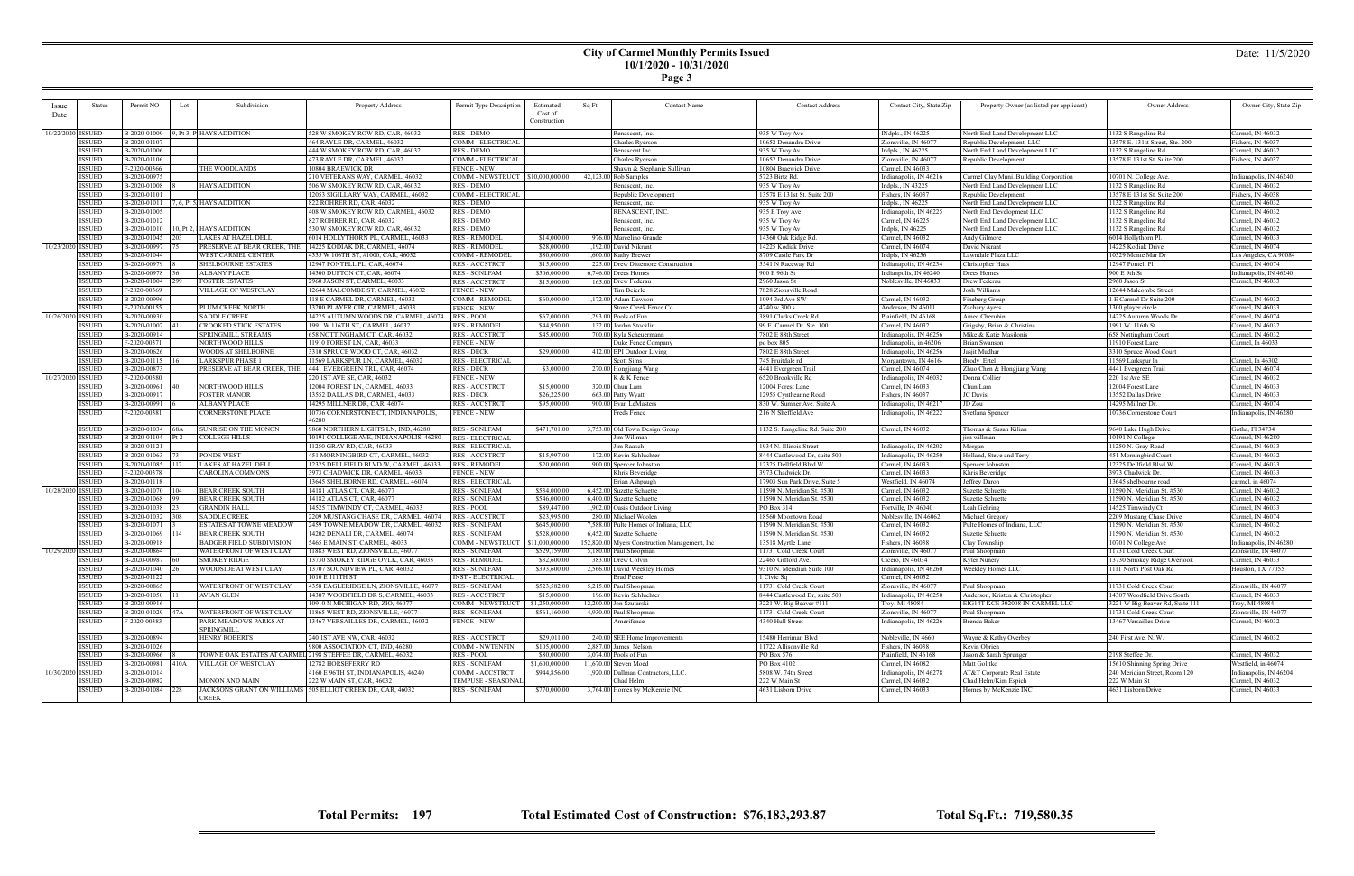# City of Carmel Monthly Permits Issued
## 10/1/2020 - 10/31/2020
### Page 3

Date: 11/5/2020

| Issue Date | Status | Permit NO | Lot | Subdivision | Property Address | Permit Type Description | Estimated Cost of Construction | Sq Ft | Contact Name | Contact Address | Contact City, State Zip | Property Owner (as listed per applicant) | Owner Address | Owner City, State Zip |
|---|---|---|---|---|---|---|---|---|---|---|---|---|---|---|
| 10/22/2020 | ISSUED | B-2020-01009 | 9, Pt 3, P | HAYS ADDITION | 528 W SMOKEY ROW RD, CAR, 46032 | RES - DEMO | | | Renascent, Inc. | 935 W Troy Ave | INdpls., IN 46225 | North End Land Development LLC | 1132 S Rangeline Rd | Carmel, IN 46032 |
| | ISSUED | B-2020-01107 | | | 464 RAYLE DR, CARMEL, 46032 | COMM - ELECTRICAL | | | Charles Ryerson | 10652 Denandra Drive | Zionsville, IN 46077 | Republic Development, LLC | 13578 E. 131st Street, Ste. 200 | Fishers, IN 46037 |
| | ISSUED | B-2020-01006 | | | 444 W SMOKEY ROW RD, CAR, 46032 | RES - DEMO | | | Renascent Inc. | 935 W Troy Ave | Indpls., IN 46225 | North End Land Development LLC | 1132 S Rangeline Rd | Carmel, IN 46032 |
| | ISSUED | B-2020-01106 | | | 473 RAYLE DR, CARMEL, 46032 | COMM - ELECTRICAL | | | Charles Ryerson | 10652 Denandra Drive | Zionsville, IN 46077 | Republic Development | 13578 E 131st St. Suite 200 | Fishers, IN 46037 |
| | ISSUED | F-2020-00366 | | THE WOODLANDS | 10804 BRAEWICK DR | FENCE - NEW | | | Shawn & Stephanie Sullivan | 10804 Braewick Drive | Carmel, IN 46033 | | | |
| | ISSUED | B-2020-00975 | | | 210 VETERANS WAY, CARMEL, 46032 | COMM - NEWSTRUCT | $10,000,000.00 | 42,123.00 | Rob Samples | 5723 Birtz Rd. | Indianapolis, IN 46216 | Carmel Clay Muni. Building Corporation | 10701 N. College Ave | Indianapolis, IN 46240 |
| | ISSUED | B-2020-01008 | 8 | HAYS ADDITION | 506 W SMOKEY ROW RD, CAR, 46032 | RES - DEMO | | | Renascent, Inc. | 935 W Troy Ave | Indpls., IN 43225 | North End Land Development LLC | 1132 S Rangeline Rd | Carmel, IN 46032 |
| | ISSUED | B-2020-01101 | | | 12053 SIGILLARY WAY, CARMEL, 46032 | COMM - ELECTRICAL | | | Republic Development | 13578 E 131st St. Suite 200 | Fishers, IN 46037 | Republic Development | 13578 E 131st St. Suite 200 | Fishers, IN 46038 |
| | ISSUED | B-2020-01011 | 7, 6, Pt 5 | HAYS ADDITION | 822 ROHRER RD, CAR, 46032 | RES - DEMO | | | Renascent, Inc. | 935 W Troy Ave | Indpls., IN 46225 | North End Land Development LLC | 1132 S Rangeline Rd | Carmel, IN 46032 |
| | ISSUED | B-2020-01005 | | | 408 W SMOKEY ROW RD, CARMEL, 46032 | RES - DEMO | | | RENASCENT, INC. | 935 E Troy Ave | Indianapolis, IN 46225 | North End Land Development LLC | 1132 S Rangeline Rd | Carmel, IN 46032 |
| | ISSUED | B-2020-01012 | | | 827 ROHRER RD, CAR, 46032 | RES - DEMO | | | Renascent, Inc. | 935 W Troy Av | Carmel, IN 46225 | North End Land Development LLC | 1132 S Rangeline Rd | Carmel, IN 46032 |
| | ISSUED | B-2020-01010 | 10, Pt 2, | HAYS ADDITION | 530 W SMOKEY ROW RD, CAR, 46032 | RES - DEMO | | | Renascent, Inc. | 935 W Troy Ave | Indpls, IN 46225 | North End Land Development LLC | 1132 S Rangeline Rd | Carmel, IN 46032 |
| | ISSUED | B-2020-01045 | 203 | LAKES AT HAZEL DELL | 6014 HOLLYTHORN PL, CARMEL, 46033 | RES - REMODEL | $14,000.00 | 976.00 | Marcelino Grande | 14360 Oak Ridge Rd. | Carmel, IN 46032 | Andy Gilmore | 6014 Hollythorn Pl | Carmel, IN 46033 |
| 10/23/2020 | ISSUED | B-2020-00997 | 75 | PRESERVE AT BEAR CREEK, THE | 14225 KODIAK DR, CARMEL, 46074 | RES - REMODEL | $28,000.00 | 1,192.00 | David Nikrant | 14225 Kodiak Drive | Carmel, IN 46074 | David Nikrant | 14225 Kodiak Drive | Carmel, IN 46074 |
| | ISSUED | B-2020-01044 | | WEST CARMEL CENTER | 4335 W 106TH ST, #1000, CAR, 46032 | COMM - REMODEL | $80,000.00 | 1,600.00 | Kathy Brewer | 8709 Castle Park Dr | Indpls, IN 46256 | Lawndale Plaza LLC | 10329 Monte Mar Dr | Los Angeles, CA 90084 |
| | ISSUED | B-2020-00979 | 8 | SHELBOURNE ESTATES | 12947 PONTELL PL, CAR, 46074 | RES - ACCSTRCT | $15,000.00 | 225.00 | Drew Dittemore Construction | 5541 N Raceway Rd | Indianapolis, IN 46234 | Christopher Haas | 12947 Pontell Pl | Carmel, IN 46074 |
| | ISSUED | B-2020-00978 | 36 | ALBANY PLACE | 14300 DUFTON CT, CAR, 46074 | RES - SGNLFAM | $506,000.00 | 6,746.00 | Drees Homes | 900 E 96th St | Indianapolis, IN 46240 | Drees Homes | 900 E 9th St | Indianapolis, IN 46240 |
| | ISSUED | B-2020-01004 | 299 | FOSTER ESTATES | 2960 JASON ST, CARMEL, 46033 | RES - ACCSTRCT | $15,000.00 | 165.00 | Drew Federau | 2960 Jason St | Noblesville, IN 46033 | Drew Federau | 2960 Jason St | Carmel, IN 46033 |
| | ISSUED | F-2020-00369 | | VILLAGE OF WESTCLAY | 12644 MALCOMBE ST, CARMEL, 46032 | FENCE - NEW | | | Tim Boierle | 7828 Zionsville Road | | Josh Williams | 12644 Malcombe Street | |
| | ISSUED | B-2020-00996 | | | 118 E CARMEL DR, CARMEL, 46032 | COMM - REMODEL | $60,000.00 | 1,172.00 | Adam Dawson | 1094 3rd Ave SW | Carmel, IN 46032 | Fineberg Group | 1 E Carmel Dr Suite 200 | Carmel, IN 46032 |
| | ISSUED | F-2020-00155 | | PLUM CREEK NORTH | 13200 PLAYER CIR, CARMEL, 46033 | FENCE - NEW | | | Stone Creek Fence Co. | 4740 w 300 s | Anderson, IN 46011 | Zachary Ayers | 1300 player circle | Carmel, IN 46033 |
| 10/26/2020 | ISSUED | B-2020-00930 | | SADDLE CREEK | 14225 AUTUMN WOODS DR, CARMEL, 46074 | RES - POOL | $67,000.00 | 1,293.00 | Pools of Fun | 3891 Clarks Creek Rd. | Plainfield, IN 46168 | Aimee Cherubini | 14225 Autumn Woods Dr. | Carmel, IN 46074 |
| | ISSUED | B-2020-01007 | 41 | CROOKED STICK ESTATES | 1991 W 116TH ST, CARMEL, 46032 | RES - REMODEL | $44,950.00 | 132.00 | Jordan Stocklin | 99 E. Carmel Dr. Ste. 100 | Carmel, IN 46032 | Grigsby, Brian & Christina | 1991 W. 116th St. | Carmel, IN 46032 |
| | ISSUED | B-2020-00914 | | SPRINGMILL STREAMS | 658 NOTTINGHAM CT, CAR, 46032 | RES - ACCSTRCT | $45,000.00 | 700.00 | Kyla Scheuermann | 7802 E 88th Street | Indianapolis, IN 46256 | Mike & Katie Masilonis | 658 Nottingham Court | Carmel, IN 46032 |
| | ISSUED | F-2020-00371 | | NORTHWOOD HILLS | 11910 FOREST LN, CAR, 46033 | FENCE - NEW | | | Duke Fence Company | po box 805 | Indianapolis, in 46206 | Brian Swanson | 11910 Forest Lane | Carmel, In 46033 |
| | ISSUED | B-2020-00626 | | WOODS AT SHELBORNE | 3310 SPRUCE WOOD CT, CAR, 46032 | RES - DECK | $29,000.00 | 412.00 | BPI Outdoor Living | 7802 E 88th Street | Indianapolis, IN 46256 | Jasjit Mudhar | 3310 Spruce Wood Court | |
| | ISSUED | B-2020-01115 | 16 | LARKSPUR PHASE 1 | 11569 LARKSPUR LN, CARMEL, 46032 | RES - ELECTRICAL | | | Scott Sims | 745 Fruitdale rd | Morgantown, IN 4616- | Brody Ertel | 11569 Larkspur ln | Carmel, In 46302 |
| | ISSUED | B-2020-00873 | | PRESERVE AT BEAR CREEK, THE | 4441 EVERGREEN TRL, CAR, 46074 | RES - DECK | $3,000.00 | 270.00 | Hongjiang Wang | 4441 Evergreen Trail | Carmel, IN 46074 | Zhuo Chen & Hongjiang Wang | 4441 Evergreen Trail | Carmel, IN 46074 |
| 10/27/2020 | ISSUED | F-2020-00380 | | | 220 1ST AVE SE, CAR, 46032 | FENCE - NEW | | | K & K Fence | 6520 Brookville Rd | Indianapolis, IN 46032 | Donna Collier | 220 1st Ave SE | Carmel, IN 46032 |
| | ISSUED | B-2020-00961 | 40 | NORTHWOOD HILLS | 12004 FOREST LN, CARMEL, 46033 | RES - ACCSTRCT | $15,000.00 | 320.00 | Chun Lam | 12004 Forest Lane | Carmel, IN 46033 | Chun Lam | 12004 Forest Lane | Carmel, IN 46033 |
| | ISSUED | B-2020-00917 | | FOSTER MANOR | 13552 DALLAS DR, CARMEL, 46033 | RES - DECK | $26,225.00 | 663.00 | Patty Wyatt | 12955 Cyntheanne Road | Fishers, IN 46037 | JC Davis | 13552 Dallas Drive | Carmel, IN 46033 |
| | ISSUED | B-2020-00991 | | ALBANY PLACE | 14295 MILLNER DR, CAR, 46074 | RES - ACCSTRCT | $95,000.00 | 900.00 | Evan LeMasters | 830 W. Sumner Ave. Suite A | Indianapolis, IN 46217 | JD Zou | 14295 Millner Dr. | Carmel, IN 46074 |
| | ISSUED | F-2020-00381 | | CORNERSTONE PLACE | 10736 CORNERSTONE CT, INDIANAPOLIS, 46280 | FENCE - NEW | | | Freds Fence | 216 N Sheffield Ave | Indianapolis, IN 46222 | Svetlana Spencer | 10736 Cornerstone Court | Indianapolis, IN 46280 |
| | ISSUED | B-2020-01034 | 68A | SUNRISE ON THE MONON | 9860 NORTHERN LIGHTS LN, IND, 46280 | RES - SGNLFAM | $471,701.00 | 3,753.00 | Old Town Design Group | 1132 S. Rangeline Rd. Suite 200 | Carmel, IN 46032 | Thomas & Susan Kilian | 9640 Lake Hugh Drive | Gotha, Fl 34734 |
| | ISSUED | B-2020-01104 | Pt 2 | COLLEGE HILLS | 10191 COLLEGE AVE, INDIANAPOLIS, 46280 | RES - ELECTRICAL | | | Jim Willman | | | jim willman | 10191 N College | Carmel, IN 46280 |
| | ISSUED | B-2020-01121 | | | 11250 GRAY RD, CAR, 46033 | RES - ELECTRICAL | | | Jim Raasch | 1934 N. Illinois Street | Indianapolis, IN 46202 | Morgan | 11250 N. Gray Road | Carmel, IN 46033 |
| | ISSUED | B-2020-01063 | 73 | PONDS WEST | 451 MORNINGBIRD CT, CARMEL, 46032 | RES - ACCSTRCT | $15,997.00 | 172.00 | Kevin Schluchter | 8444 Castlewood Dr, suite 500 | Indianapolis, IN 46250 | Holland, Steve and Terry | 451 Morningbird Court | Carmel, IN 46032 |
| | ISSUED | B-2020-01085 | 112 | LAKES AT HAZEL DELL | 12325 DELLFIELD BLVD W, CARMEL, 46033 | RES - REMODEL | $20,000.00 | 900.00 | Spencer Johnston | 12325 Dellfield Blvd W. | Carmel, IN 46033 | Spencer Johnston | 12325 Dellfield Blvd W. | Carmel, IN 46033 |
| | ISSUED | F-2020-00378 | | CAROLINA COMMONS | 3973 CHADWICK DR, CARMEL, 46033 | FENCE - NEW | | | Khris Beveridge | 3973 Chadwick Dr. | Carmel, IN 46033 | Khris Beveridge | 3973 Chadwick Dr. | Carmel, IN 46033 |
| | ISSUED | B-2020-01118 | | | 13645 SHELBORNE RD, CARMEL, 46074 | RES - ELECTRICAL | | | Brian Ashpaugh | 17903 Sun Park Drive, Suite 5 | Westfield, IN 46074 | Jeffrey Daron | 13645 shelbourne road | carmel, in 46074 |
| 10/28/2020 | ISSUED | B-2020-01070 | 104 | BEAR CREEK SOUTH | 14181 ATLAS CT, CAR, 46077 | RES - SGNLFAM | $534,000.00 | 6,452.00 | Suzette Schuette | 11590 N. Meridian St. #530 | Carmel, IN 46032 | Suzette Schuette | 11590 N. Meridian St. #530 | Carmel, IN 46032 |
| | ISSUED | B-2020-01068 | 99 | BEAR CREEK SOUTH | 14182 ATLAS CT, CAR, 46077 | RES - SGNLFAM | $546,000.00 | 6,400.00 | Suzette Schuette | 11590 N. Meridian St. #530 | Carmel, IN 46032 | Suzette Schuette | 11590 N. Meridian St. #530 | Carmel, IN 46032 |
| | ISSUED | B-2020-01038 | 23 | GRANDIN HALL | 14525 TIMWINDY CT, CARMEL, 46033 | RES - POOL | $89,447.00 | 1,902.00 | Oasis Outdoor Living | PO Box 314 | Fortville, IN 46040 | Leah Gehring | 14525 Timwindy Ct | Carmel, IN 46033 |
| | ISSUED | B-2020-01032 | 308 | SADDLE CREEK | 2209 MUSTANG CHASE DR, CARMEL, 46074 | RES - ACCSTRCT | $23,995.00 | 280.00 | Michael Walden | 18560 Moontown Road | Noblesville, IN 46062 | Michael Gregory | 2209 Mustang Chase Drive | Carmel, IN 46074 |
| | ISSUED | B-2020-01071 | 3 | ESTATES AT TOWNE MEADOW | 2459 TOWNE MEADOW DR, CARMEL, 46032 | RES - SGNLFAM | $645,000.00 | 7,388.00 | Pulte Homes of Indiana, LLC | 11590 N. Meridian St. #530 | Carmel, IN 46032 | Pulte Homes of Indiana, LLC | 11590 N. Meridian St. #530 | Carmel, IN 46032 |
| | ISSUED | B-2020-01069 | 114 | BEAR CREEK SOUTH | 14202 DENALI DR, CARMEL, 46074 | RES - SGNLFAM | $528,000.00 | 6,452.00 | Suzette Schuette | 11590 N. Meridian St. #530 | Carmel, IN 46032 | Suzette Schuette | 11590 N. Meridian St. #530 | Carmel, IN 46032 |
| | ISSUED | B-2020-00918 | | BADGER FIELD SUBDIVISION | 5465 E MAIN ST, CARMEL, 46033 | COMM - NEWSTRUCT | $11,000,000.00 | 152,820.00 | Myers Construction Management, Inc | 13518 Myrtle Lane | Fishers, IN 46038 | Clay Township | 10701 N College Ave | Indianapolis, IN 46280 |
| 10/29/2020 | ISSUED | B-2020-00864 | | WATERFRONT OF WEST CLAY | 11883 WEST RD, ZIONSVILLE, 46077 | RES - SGNLFAM | $529,159.00 | 5,180.00 | Paul Shoopman | 11731 Cold Creek Court | Zionsville, IN 46077 | Paul Shoopman | 11731 Cold Creek Court | Zionsville, IN 46077 |
| | ISSUED | B-2020-00987 | 60 | SMOKEY RIDGE | 13730 SMOKEY RIDGE OVLK, CAR, 46033 | RES - REMODEL | $32,600.00 | 383.00 | Drew Colvin | 22465 Gifford Ave. | Cicero, IN 46034 | Kyler Nunery | 13730 Smokey Ridge Overlook | Carmel, IN 46033 |
| | ISSUED | B-2020-01040 | 26 | WOODSIDE AT WEST CLAY | 13707 SOUNDVIEW PL, CAR, 46032 | RES - SGNLFAM | $393,600.00 | 2,566.00 | David Weekley Homes | 9310 N. Meridian Suite 100 | Indianapolis, IN 46260 | Weekley Homes LLC | 1111 North Post Oak Rd | Houston, TX 77055 |
| | ISSUED | B-2020-01122 | | | 1010 E 111TH ST | INST - ELECTRICAL | | | Brad Pease | 1 Civic Sq | Carmel, IN 46032 | | | |
| | ISSUED | B-2020-00865 | | WATERFRONT OF WEST CLAY | 4358 EAGLERIDGE LN, ZIONSVILLE, 46077 | RES - SGNLFAM | $523,582.00 | 5,215.00 | Paul Shoopman | 11731 Cold Creek Court | Zionsville, IN 46077 | Paul Shoopman | 11731 Cold Creek Court | Zionsville, IN 46077 |
| | ISSUED | B-2020-01050 | 11 | AVIAN GLEN | 14307 WOODFIELD DR S, CARMEL, 46033 | RES - ACCSTRCT | $15,000.00 | 196.00 | Kevin Schluchter | 8444 Castlewood Dr, suite 500 | Indianapolis, IN 46250 | Anderson, Kristen & Christopher | 14307 Woodfield Drive South | Carmel, IN 46033 |
| | ISSUED | B-2020-00916 | | | 10910 N MICHIGAN RD, ZIO, 46077 | COMM - NEWSTRUCT | $1,250,000.00 | 12,200.00 | Jon Szutarski | 3221 W. Big Beaver #111 | Troy, MI 48084 | EIGHT KCE 302008 IN CARMEL LLC | 3221 W Big Beaver Rd, Suite 111 | Troy, MI 48084 |
| | ISSUED | B-2020-01029 | 47A | WATERFRONT OF WEST CLAY | 11865 WEST RD, ZIONSVILLE, 46077 | RES - SGNLFAM | $561,160.00 | 4,930.00 | Paul Shoopman | 11731 Cold Creek Court | Zionsville, IN 46077 | Paul Shoopman | 11731 Cold Creek Court | Zionsville, IN 46077 |
| | ISSUED | F-2020-00383 | | PARK MEADOWS PARKS AT SPRINGMILL | 13467 VERSAILLES DR, CARMEL, 46032 | FENCE - NEW | | | Amerifence | 4340 Hull Street | Indianapolis, IN 46226 | Brenda Baker | 13467 Versailles Drive | Carmel, IN 46032 |
| | ISSUED | B-2020-00894 | | HENRY ROBERTS | 240 1ST AVE NW, CAR, 46032 | RES - ACCSTRCT | $29,011.00 | 240.00 | SEE Home Improvements | 15480 Herriman Blvd | Nobleville, IN 4660 | Wayne & Kathy Overbey | 240 First Ave. N. W. | Carmel, IN 46032 |
| | ISSUED | B-2020-01026 | | | 9800 ASSOCIATION CT, IND, 46280 | COMM - NWTENFIN | $105,000.00 | 2,887.00 | James Nelson | 11722 Allisonville Rd | Fishers, IN 46038 | Kevin Obrien | | |
| | ISSUED | B-2020-00966 | 8 | TOWNE OAK ESTATES AT CARMEL | 2198 STEFFEE DR, CARMEL, 46032 | RES - POOL | $80,000.00 | 3,074.00 | Pools of Fun | PO Box 576 | Plainfield, IN 46168 | Jason & Sarah Sprunger | 2198 Steffee Dr. | Carmel, IN 46032 |
| | ISSUED | B-2020-00981 | 410A | VILLAGE OF WESTCLAY | 12782 HORSEFERRY RD | RES - SGNLFAM | $1,600,000.00 | 11,670.00 | Steven Mood | PO Box 4102 | Carmel, IN 46082 | Matt Golitko | 15610 Shinning Spring Drive | Westfield, in 46074 |
| 10/30/2020 | ISSUED | B-2020-01014 | | | 4160 E 96TH ST, INDIANAPOLIS, 46240 | COMM - ACCSTRCT | $944,856.00 | 1,920.00 | Dallman Contractors, LLC. | 5808 W. 74th Street | Indianapolis, IN 46278 | AT&T Corporate Real Estate | 240 Meridian Street, Room 120 | Indianapolis, IN 46204 |
| | ISSUED | B-2020-00982 | | MONON AND MAIN | 222 W MAIN ST, CAR, 46032 | TEMPUSE - SEASONAL | | | Chad Helm | 222 W Main St | Carmel, IN 46032 | Chad Helm Kim Espich | 222 W Main St | Carmel, IN 46032 |
| | ISSUED | B-2020-01084 | 228 | JACKSONS GRANT ON WILLIAMS CREEK | 505 ELLIOT CREEK DR, CAR, 46032 | RES - SGNLFAM | $770,000.00 | 3,764.00 | Homes by McKenzie INC | 4631 Lisborn Drive | Carmel, IN 46033 | Homes by McKenzie INC | 4631 Lisborn Drive | Carmel, IN 46033 |

**Total Permits: 197** **Total Estimated Cost of Construction: $76,183,293.87** **Total Sq.Ft.: 719,580.35**